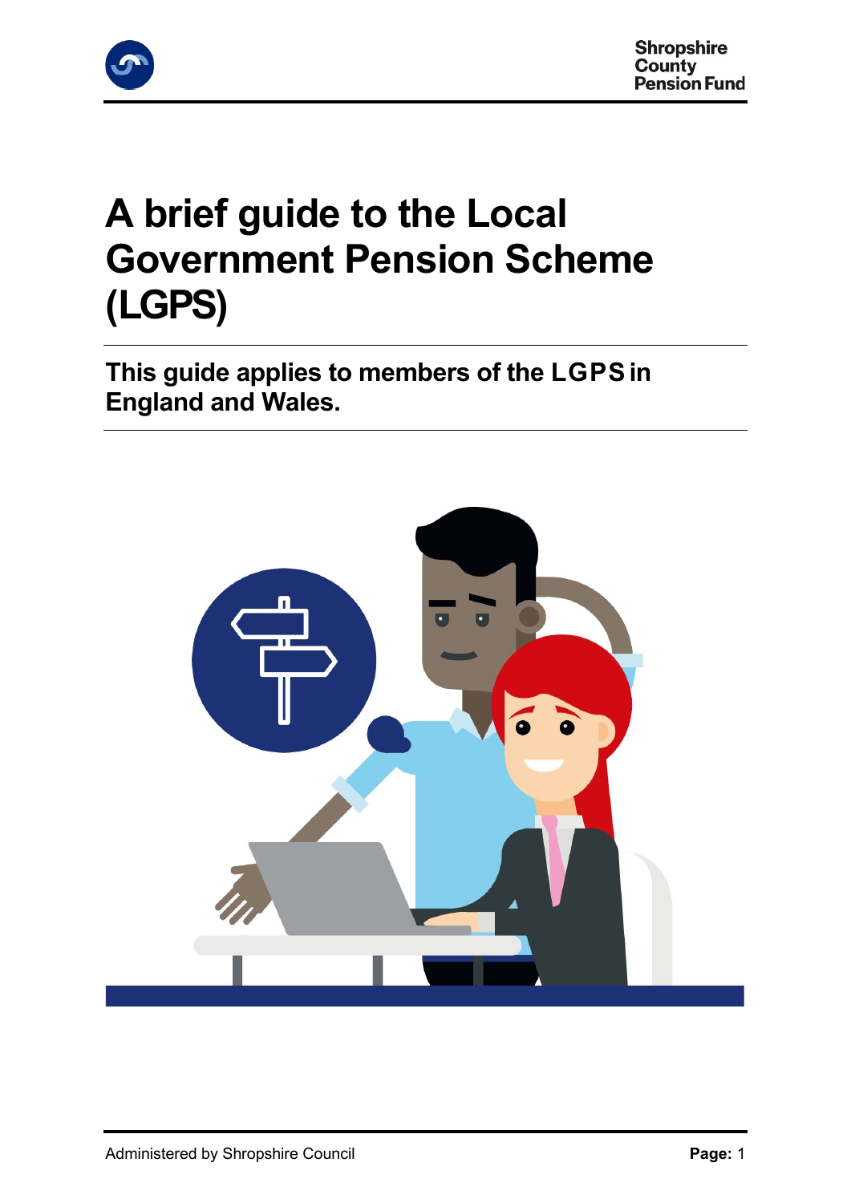# A brief guide to the Local Government Pension Scheme (LGPS)

## This guide applies to members of the LGPS in England and Wales.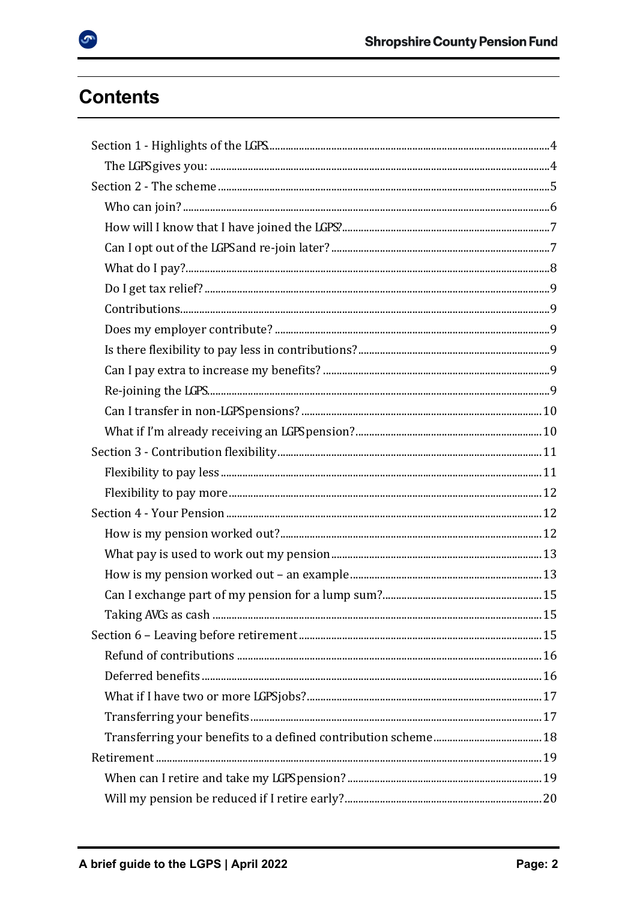## Contents

- Section 1 - Highlights of the LGPS ... 4
  - The LGPS gives you: ... 4
- Section 2 - The scheme ... 5
  - Who can join? ... 6
  - How will I know that I have joined the LGPS? ... 7
  - Can I opt out of the LGPS and re-join later? ... 7
  - What do I pay? ... 8
  - Do I get tax relief? ... 9
  - Contributions ... 9
  - Does my employer contribute? ... 9
  - Is there flexibility to pay less in contributions? ... 9
  - Can I pay extra to increase my benefits? ... 9
  - Re-joining the LGPS ... 9
  - Can I transfer in non-LGPS pensions? ... 10
  - What if I'm already receiving an LGPS pension? ... 10
- Section 3 - Contribution flexibility ... 11
  - Flexibility to pay less ... 11
  - Flexibility to pay more ... 12
- Section 4 - Your Pension ... 12
  - How is my pension worked out? ... 12
  - What pay is used to work out my pension ... 13
  - How is my pension worked out – an example ... 13
  - Can I exchange part of my pension for a lump sum? ... 15
  - Taking AVCs as cash ... 15
- Section 6 – Leaving before retirement ... 15
  - Refund of contributions ... 16
  - Deferred benefits ... 16
  - What if I have two or more LGPS jobs? ... 17
  - Transferring your benefits ... 17
  - Transferring your benefits to a defined contribution scheme ... 18
- Retirement ... 19
  - When can I retire and take my LGPS pension? ... 19
  - Will my pension be reduced if I retire early? ... 20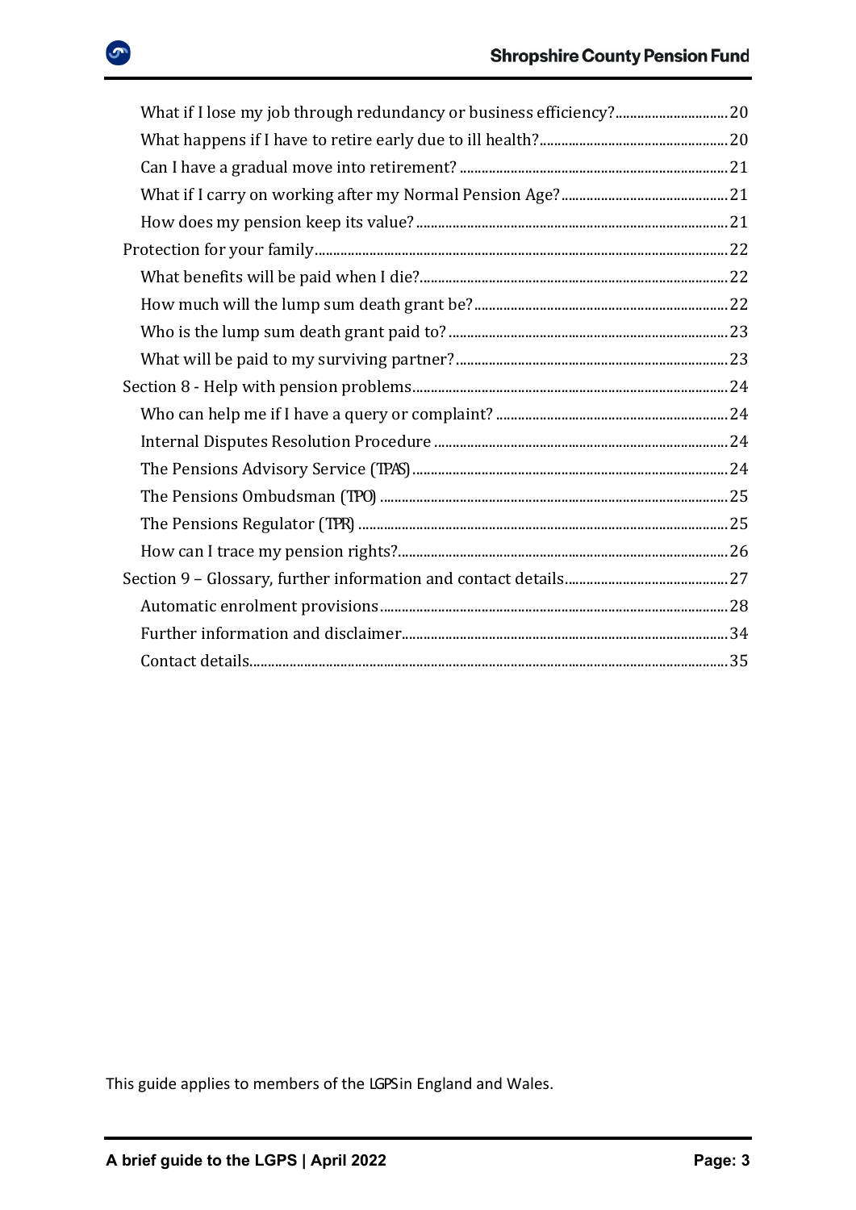- What if I lose my job through redundancy or business efficiency? ..... 20
- What happens if I have to retire early due to ill health? ..... 20
- Can I have a gradual move into retirement? ..... 21
- What if I carry on working after my Normal Pension Age? ..... 21
- How does my pension keep its value? ..... 21

Protection for your family ..... 22

- What benefits will be paid when I die? ..... 22
- How much will the lump sum death grant be? ..... 22
- Who is the lump sum death grant paid to? ..... 23
- What will be paid to my surviving partner? ..... 23

Section 8 - Help with pension problems ..... 24

- Who can help me if I have a query or complaint? ..... 24
- Internal Disputes Resolution Procedure ..... 24
- The Pensions Advisory Service (TPAS) ..... 24
- The Pensions Ombudsman (TPO) ..... 25
- The Pensions Regulator (TPR) ..... 25
- How can I trace my pension rights? ..... 26

Section 9 – Glossary, further information and contact details ..... 27

- Automatic enrolment provisions ..... 28
- Further information and disclaimer ..... 34
- Contact details ..... 35

This guide applies to members of the LGPS in England and Wales.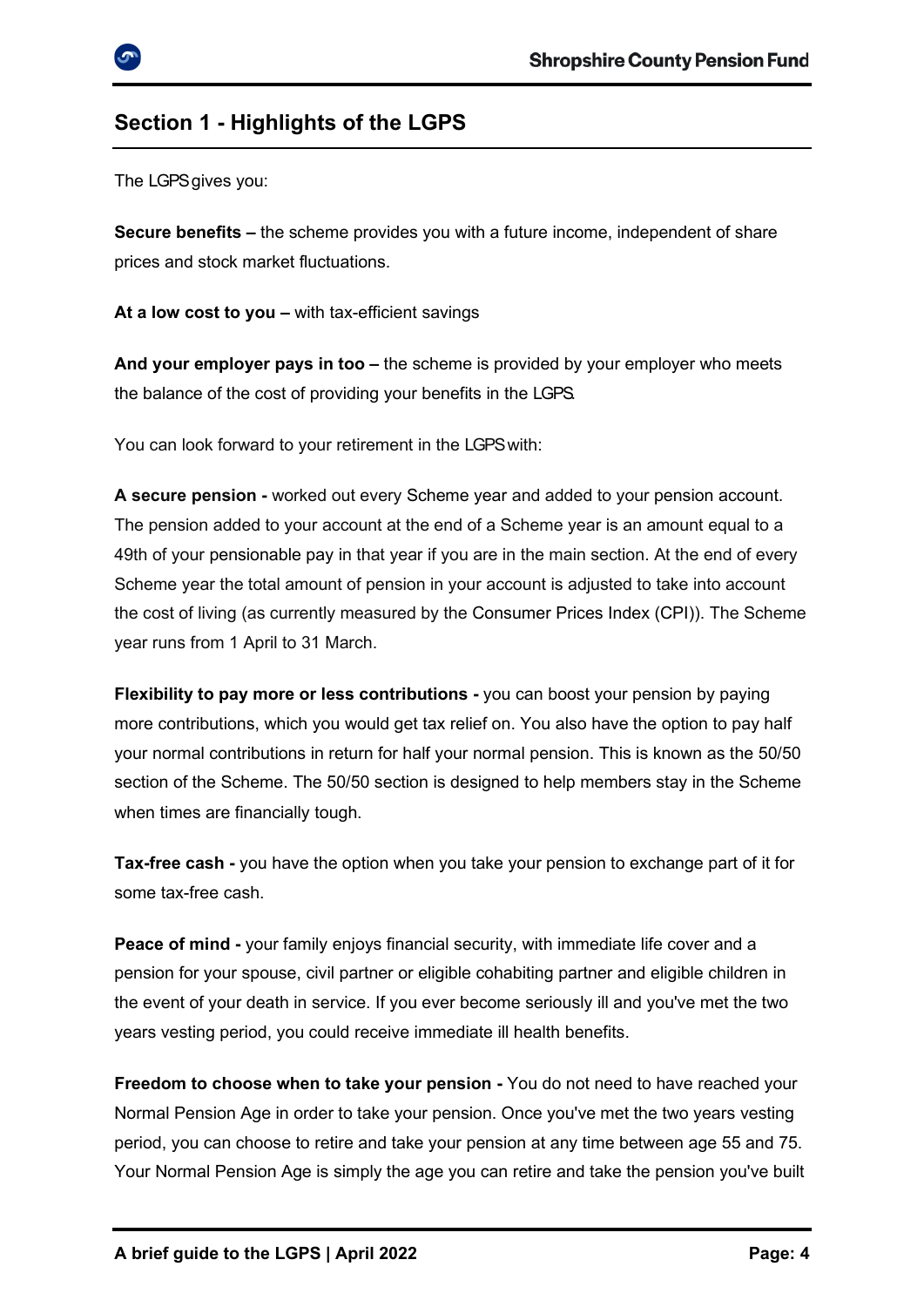## Section 1 - Highlights of the LGPS

The LGPS gives you:

**Secure benefits –** the scheme provides you with a future income, independent of share prices and stock market fluctuations.

**At a low cost to you –** with tax-efficient savings

**And your employer pays in too –** the scheme is provided by your employer who meets the balance of the cost of providing your benefits in the LGPS.

You can look forward to your retirement in the LGPS with:

**A secure pension -** worked out every Scheme year and added to your pension account. The pension added to your account at the end of a Scheme year is an amount equal to a 49th of your pensionable pay in that year if you are in the main section. At the end of every Scheme year the total amount of pension in your account is adjusted to take into account the cost of living (as currently measured by the Consumer Prices Index (CPI)). The Scheme year runs from 1 April to 31 March.

**Flexibility to pay more or less contributions -** you can boost your pension by paying more contributions, which you would get tax relief on. You also have the option to pay half your normal contributions in return for half your normal pension. This is known as the 50/50 section of the Scheme. The 50/50 section is designed to help members stay in the Scheme when times are financially tough.

**Tax-free cash -** you have the option when you take your pension to exchange part of it for some tax-free cash.

**Peace of mind -** your family enjoys financial security, with immediate life cover and a pension for your spouse, civil partner or eligible cohabiting partner and eligible children in the event of your death in service. If you ever become seriously ill and you've met the two years vesting period, you could receive immediate ill health benefits.

**Freedom to choose when to take your pension -** You do not need to have reached your Normal Pension Age in order to take your pension. Once you've met the two years vesting period, you can choose to retire and take your pension at any time between age 55 and 75. Your Normal Pension Age is simply the age you can retire and take the pension you've built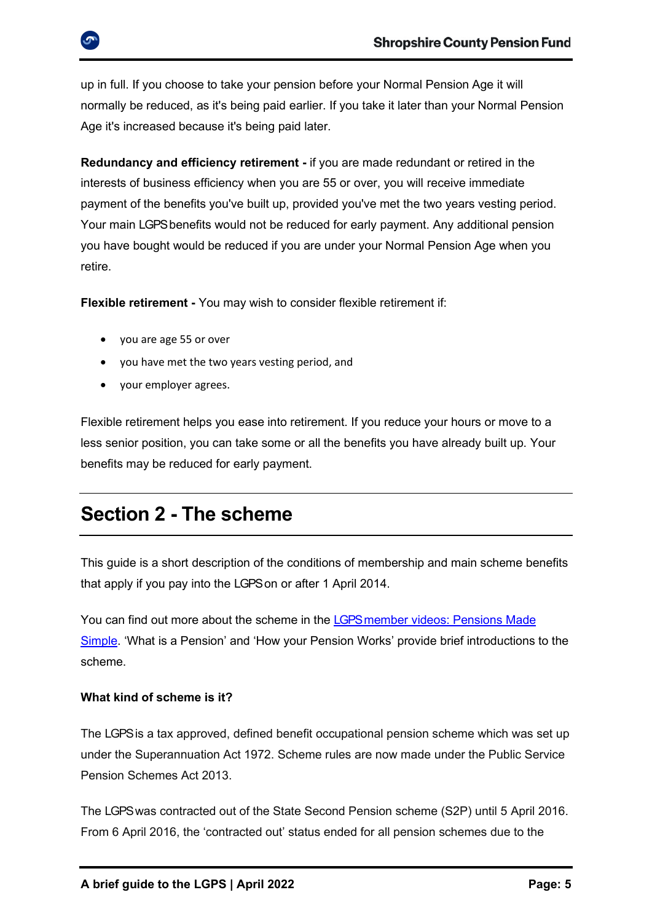up in full. If you choose to take your pension before your Normal Pension Age it will normally be reduced, as it's being paid earlier. If you take it later than your Normal Pension Age it's increased because it's being paid later.

**Redundancy and efficiency retirement -** if you are made redundant or retired in the interests of business efficiency when you are 55 or over, you will receive immediate payment of the benefits you've built up, provided you've met the two years vesting period. Your main LGPS benefits would not be reduced for early payment. Any additional pension you have bought would be reduced if you are under your Normal Pension Age when you retire.

**Flexible retirement -** You may wish to consider flexible retirement if:

- you are age 55 or over
- you have met the two years vesting period, and
- your employer agrees.

Flexible retirement helps you ease into retirement. If you reduce your hours or move to a less senior position, you can take some or all the benefits you have already built up. Your benefits may be reduced for early payment.

## Section 2 - The scheme

This guide is a short description of the conditions of membership and main scheme benefits that apply if you pay into the LGPS on or after 1 April 2014.

You can find out more about the scheme in the [LGPS member videos: Pensions Made Simple](). 'What is a Pension' and 'How your Pension Works' provide brief introductions to the scheme.

**What kind of scheme is it?**

The LGPS is a tax approved, defined benefit occupational pension scheme which was set up under the Superannuation Act 1972. Scheme rules are now made under the Public Service Pension Schemes Act 2013.

The LGPS was contracted out of the State Second Pension scheme (S2P) until 5 April 2016. From 6 April 2016, the 'contracted out' status ended for all pension schemes due to the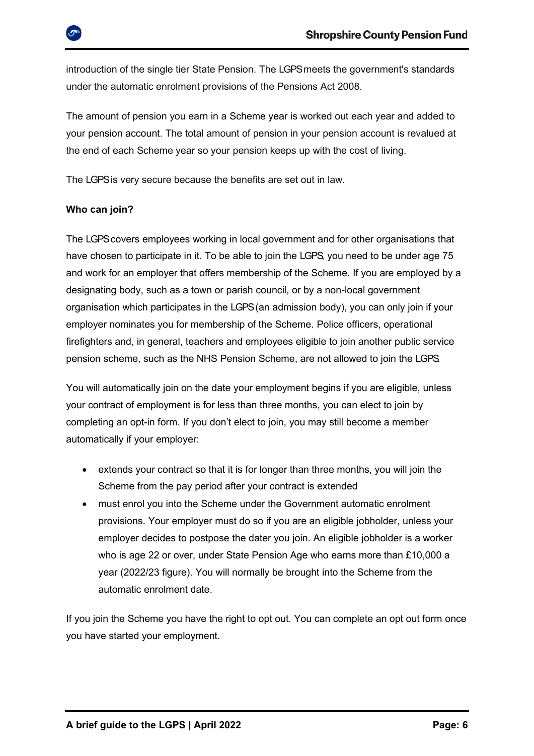introduction of the single tier State Pension. The LGPS meets the government's standards under the automatic enrolment provisions of the Pensions Act 2008.

The amount of pension you earn in a Scheme year is worked out each year and added to your pension account. The total amount of pension in your pension account is revalued at the end of each Scheme year so your pension keeps up with the cost of living.

The LGPS is very secure because the benefits are set out in law.

**Who can join?**

The LGPS covers employees working in local government and for other organisations that have chosen to participate in it. To be able to join the LGPS, you need to be under age 75 and work for an employer that offers membership of the Scheme. If you are employed by a designating body, such as a town or parish council, or by a non-local government organisation which participates in the LGPS (an admission body), you can only join if your employer nominates you for membership of the Scheme. Police officers, operational firefighters and, in general, teachers and employees eligible to join another public service pension scheme, such as the NHS Pension Scheme, are not allowed to join the LGPS.

You will automatically join on the date your employment begins if you are eligible, unless your contract of employment is for less than three months, you can elect to join by completing an opt-in form. If you don't elect to join, you may still become a member automatically if your employer:

- extends your contract so that it is for longer than three months, you will join the Scheme from the pay period after your contract is extended
- must enrol you into the Scheme under the Government automatic enrolment provisions. Your employer must do so if you are an eligible jobholder, unless your employer decides to postpose the dater you join. An eligible jobholder is a worker who is age 22 or over, under State Pension Age who earns more than £10,000 a year (2022/23 figure). You will normally be brought into the Scheme from the automatic enrolment date.

If you join the Scheme you have the right to opt out. You can complete an opt out form once you have started your employment.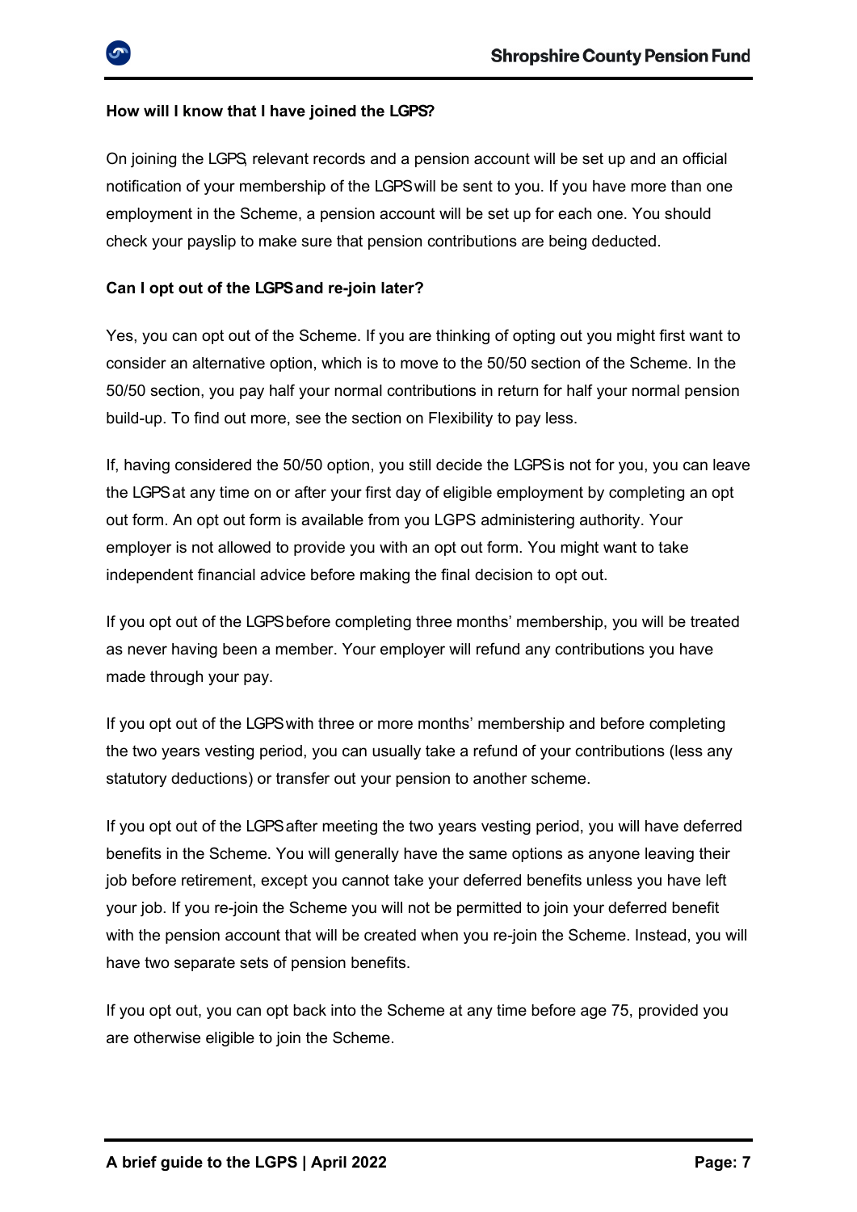**How will I know that I have joined the LGPS?**

On joining the LGPS, relevant records and a pension account will be set up and an official notification of your membership of the LGPS will be sent to you. If you have more than one employment in the Scheme, a pension account will be set up for each one. You should check your payslip to make sure that pension contributions are being deducted.

**Can I opt out of the LGPS and re-join later?**

Yes, you can opt out of the Scheme. If you are thinking of opting out you might first want to consider an alternative option, which is to move to the 50/50 section of the Scheme. In the 50/50 section, you pay half your normal contributions in return for half your normal pension build-up. To find out more, see the section on Flexibility to pay less.

If, having considered the 50/50 option, you still decide the LGPS is not for you, you can leave the LGPS at any time on or after your first day of eligible employment by completing an opt out form. An opt out form is available from you LGPS administering authority. Your employer is not allowed to provide you with an opt out form. You might want to take independent financial advice before making the final decision to opt out.

If you opt out of the LGPS before completing three months' membership, you will be treated as never having been a member. Your employer will refund any contributions you have made through your pay.

If you opt out of the LGPS with three or more months' membership and before completing the two years vesting period, you can usually take a refund of your contributions (less any statutory deductions) or transfer out your pension to another scheme.

If you opt out of the LGPS after meeting the two years vesting period, you will have deferred benefits in the Scheme. You will generally have the same options as anyone leaving their job before retirement, except you cannot take your deferred benefits unless you have left your job. If you re-join the Scheme you will not be permitted to join your deferred benefit with the pension account that will be created when you re-join the Scheme. Instead, you will have two separate sets of pension benefits.

If you opt out, you can opt back into the Scheme at any time before age 75, provided you are otherwise eligible to join the Scheme.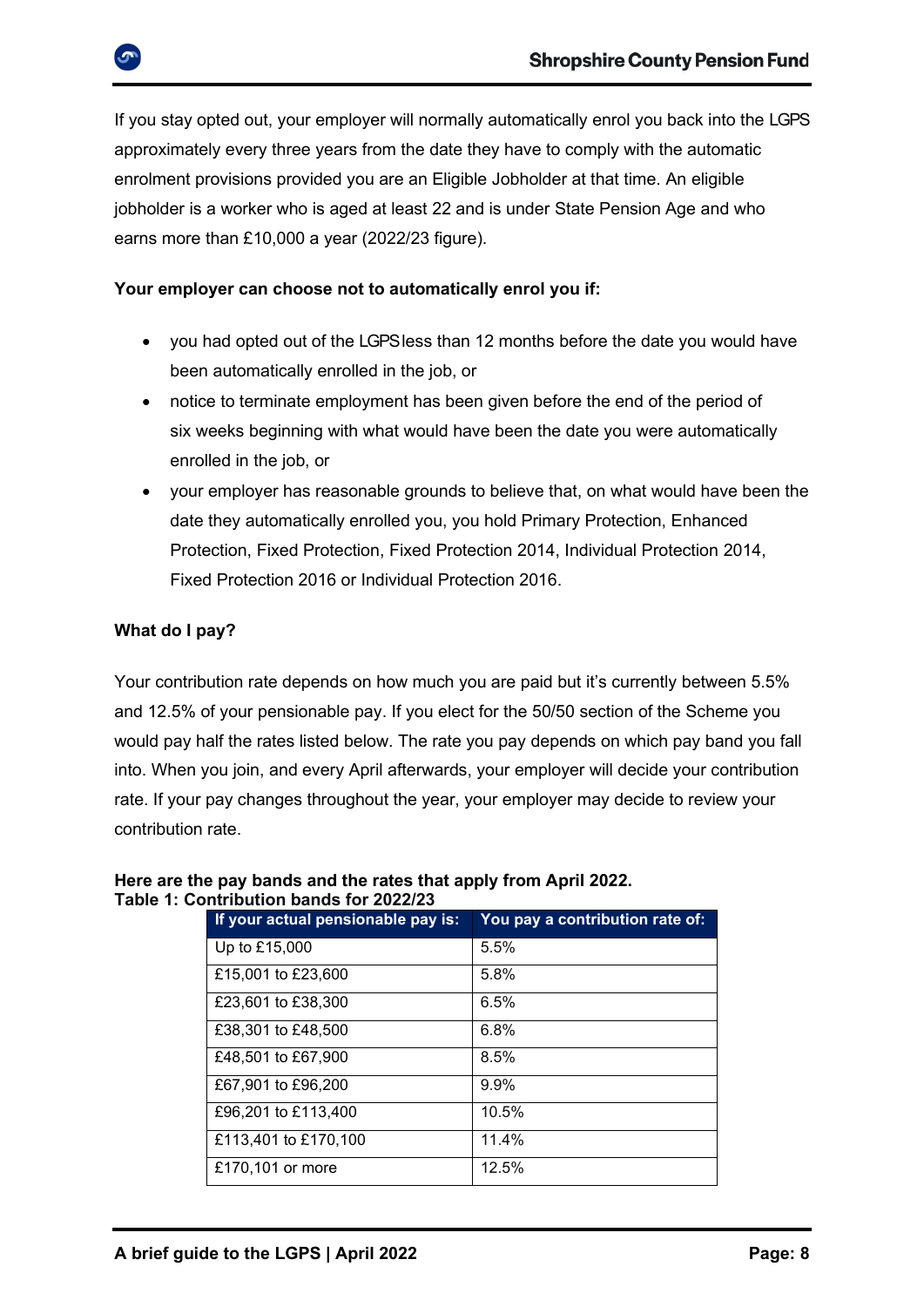If you stay opted out, your employer will normally automatically enrol you back into the LGPS approximately every three years from the date they have to comply with the automatic enrolment provisions provided you are an Eligible Jobholder at that time. An eligible jobholder is a worker who is aged at least 22 and is under State Pension Age and who earns more than £10,000 a year (2022/23 figure).

**Your employer can choose not to automatically enrol you if:**

- you had opted out of the LGPS less than 12 months before the date you would have been automatically enrolled in the job, or
- notice to terminate employment has been given before the end of the period of six weeks beginning with what would have been the date you were automatically enrolled in the job, or
- your employer has reasonable grounds to believe that, on what would have been the date they automatically enrolled you, you hold Primary Protection, Enhanced Protection, Fixed Protection, Fixed Protection 2014, Individual Protection 2014, Fixed Protection 2016 or Individual Protection 2016.

**What do I pay?**

Your contribution rate depends on how much you are paid but it's currently between 5.5% and 12.5% of your pensionable pay. If you elect for the 50/50 section of the Scheme you would pay half the rates listed below. The rate you pay depends on which pay band you fall into. When you join, and every April afterwards, your employer will decide your contribution rate. If your pay changes throughout the year, your employer may decide to review your contribution rate.

**Here are the pay bands and the rates that apply from April 2022.**
**Table 1: Contribution bands for 2022/23**

| If your actual pensionable pay is: | You pay a contribution rate of: |
|---|---|
| Up to £15,000 | 5.5% |
| £15,001 to £23,600 | 5.8% |
| £23,601 to £38,300 | 6.5% |
| £38,301 to £48,500 | 6.8% |
| £48,501 to £67,900 | 8.5% |
| £67,901 to £96,200 | 9.9% |
| £96,201 to £113,400 | 10.5% |
| £113,401 to £170,100 | 11.4% |
| £170,101 or more | 12.5% |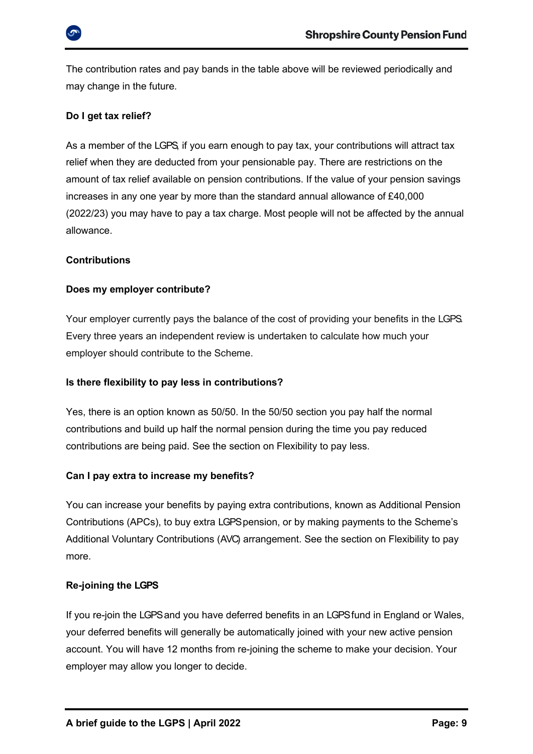The contribution rates and pay bands in the table above will be reviewed periodically and may change in the future.

**Do I get tax relief?**

As a member of the LGPS, if you earn enough to pay tax, your contributions will attract tax relief when they are deducted from your pensionable pay. There are restrictions on the amount of tax relief available on pension contributions. If the value of your pension savings increases in any one year by more than the standard annual allowance of £40,000 (2022/23) you may have to pay a tax charge. Most people will not be affected by the annual allowance.

**Contributions**

**Does my employer contribute?**

Your employer currently pays the balance of the cost of providing your benefits in the LGPS. Every three years an independent review is undertaken to calculate how much your employer should contribute to the Scheme.

**Is there flexibility to pay less in contributions?**

Yes, there is an option known as 50/50. In the 50/50 section you pay half the normal contributions and build up half the normal pension during the time you pay reduced contributions are being paid. See the section on Flexibility to pay less.

**Can I pay extra to increase my benefits?**

You can increase your benefits by paying extra contributions, known as Additional Pension Contributions (APCs), to buy extra LGPS pension, or by making payments to the Scheme's Additional Voluntary Contributions (AVC) arrangement. See the section on Flexibility to pay more.

**Re-joining the LGPS**

If you re-join the LGPS and you have deferred benefits in an LGPS fund in England or Wales, your deferred benefits will generally be automatically joined with your new active pension account. You will have 12 months from re-joining the scheme to make your decision. Your employer may allow you longer to decide.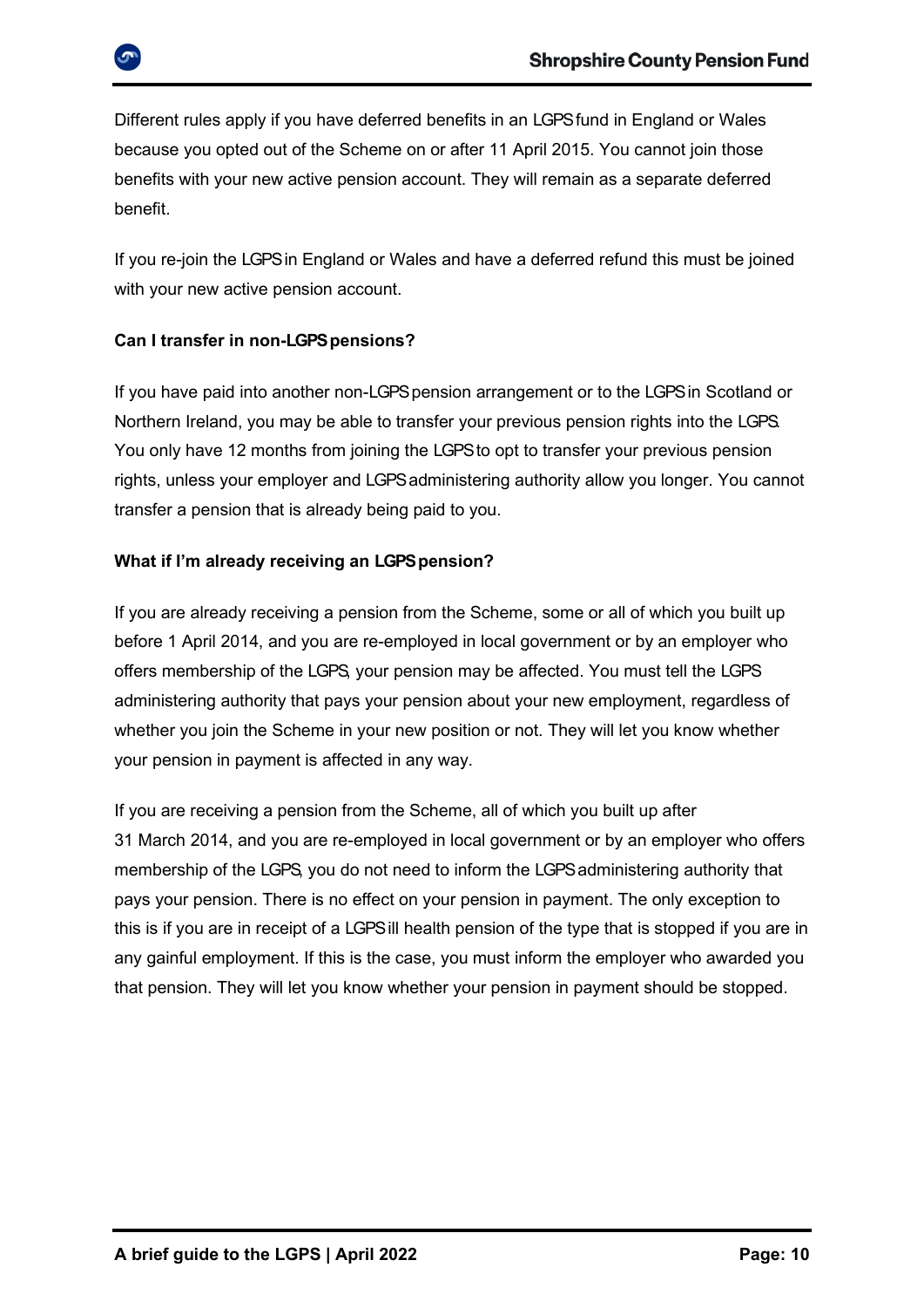Different rules apply if you have deferred benefits in an LGPS fund in England or Wales because you opted out of the Scheme on or after 11 April 2015. You cannot join those benefits with your new active pension account. They will remain as a separate deferred benefit.

If you re-join the LGPS in England or Wales and have a deferred refund this must be joined with your new active pension account.

**Can I transfer in non-LGPS pensions?**

If you have paid into another non-LGPS pension arrangement or to the LGPS in Scotland or Northern Ireland, you may be able to transfer your previous pension rights into the LGPS. You only have 12 months from joining the LGPS to opt to transfer your previous pension rights, unless your employer and LGPS administering authority allow you longer. You cannot transfer a pension that is already being paid to you.

**What if I'm already receiving an LGPS pension?**

If you are already receiving a pension from the Scheme, some or all of which you built up before 1 April 2014, and you are re-employed in local government or by an employer who offers membership of the LGPS, your pension may be affected. You must tell the LGPS administering authority that pays your pension about your new employment, regardless of whether you join the Scheme in your new position or not. They will let you know whether your pension in payment is affected in any way.

If you are receiving a pension from the Scheme, all of which you built up after 31 March 2014, and you are re-employed in local government or by an employer who offers membership of the LGPS, you do not need to inform the LGPS administering authority that pays your pension. There is no effect on your pension in payment. The only exception to this is if you are in receipt of a LGPS ill health pension of the type that is stopped if you are in any gainful employment. If this is the case, you must inform the employer who awarded you that pension. They will let you know whether your pension in payment should be stopped.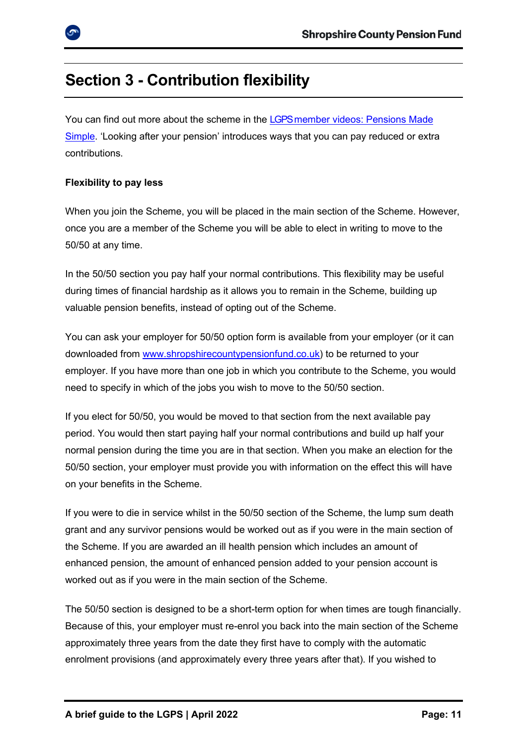# Section 3 - Contribution flexibility

You can find out more about the scheme in the [LGPS member videos: Pensions Made Simple](). 'Looking after your pension' introduces ways that you can pay reduced or extra contributions.

**Flexibility to pay less**

When you join the Scheme, you will be placed in the main section of the Scheme. However, once you are a member of the Scheme you will be able to elect in writing to move to the 50/50 at any time.

In the 50/50 section you pay half your normal contributions. This flexibility may be useful during times of financial hardship as it allows you to remain in the Scheme, building up valuable pension benefits, instead of opting out of the Scheme.

You can ask your employer for 50/50 option form is available from your employer (or it can downloaded from [www.shropshirecountypensionfund.co.uk]()) to be returned to your employer. If you have more than one job in which you contribute to the Scheme, you would need to specify in which of the jobs you wish to move to the 50/50 section.

If you elect for 50/50, you would be moved to that section from the next available pay period. You would then start paying half your normal contributions and build up half your normal pension during the time you are in that section. When you make an election for the 50/50 section, your employer must provide you with information on the effect this will have on your benefits in the Scheme.

If you were to die in service whilst in the 50/50 section of the Scheme, the lump sum death grant and any survivor pensions would be worked out as if you were in the main section of the Scheme. If you are awarded an ill health pension which includes an amount of enhanced pension, the amount of enhanced pension added to your pension account is worked out as if you were in the main section of the Scheme.

The 50/50 section is designed to be a short-term option for when times are tough financially. Because of this, your employer must re-enrol you back into the main section of the Scheme approximately three years from the date they first have to comply with the automatic enrolment provisions (and approximately every three years after that). If you wished to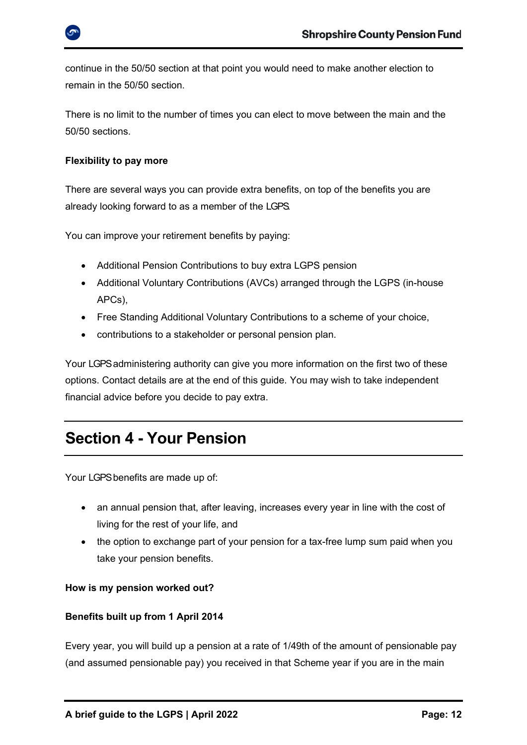continue in the 50/50 section at that point you would need to make another election to remain in the 50/50 section.

There is no limit to the number of times you can elect to move between the main and the 50/50 sections.

**Flexibility to pay more**

There are several ways you can provide extra benefits, on top of the benefits you are already looking forward to as a member of the LGPS.

You can improve your retirement benefits by paying:

- Additional Pension Contributions to buy extra LGPS pension
- Additional Voluntary Contributions (AVCs) arranged through the LGPS (in-house APCs),
- Free Standing Additional Voluntary Contributions to a scheme of your choice,
- contributions to a stakeholder or personal pension plan.

Your LGPS administering authority can give you more information on the first two of these options. Contact details are at the end of this guide. You may wish to take independent financial advice before you decide to pay extra.

## Section 4 - Your Pension

Your LGPS benefits are made up of:

- an annual pension that, after leaving, increases every year in line with the cost of living for the rest of your life, and
- the option to exchange part of your pension for a tax-free lump sum paid when you take your pension benefits.

**How is my pension worked out?**

**Benefits built up from 1 April 2014**

Every year, you will build up a pension at a rate of 1/49th of the amount of pensionable pay (and assumed pensionable pay) you received in that Scheme year if you are in the main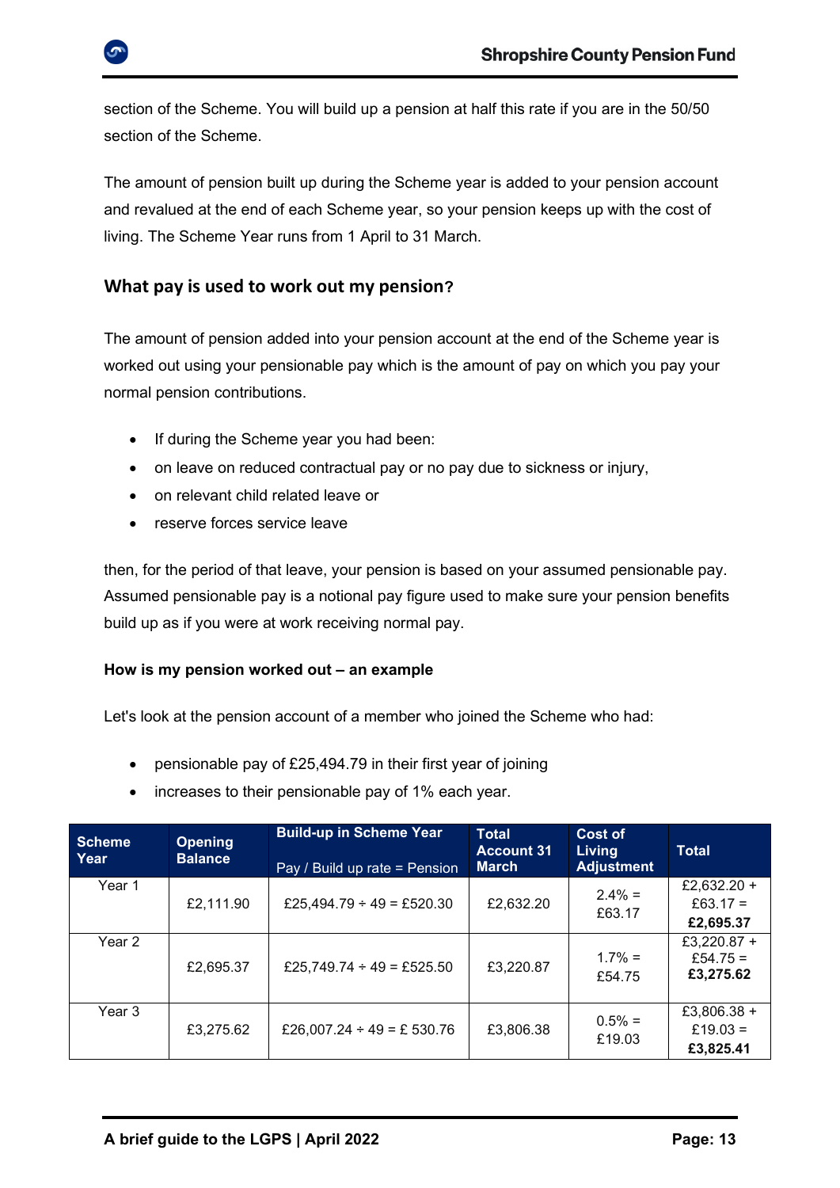section of the Scheme. You will build up a pension at half this rate if you are in the 50/50 section of the Scheme.

The amount of pension built up during the Scheme year is added to your pension account and revalued at the end of each Scheme year, so your pension keeps up with the cost of living. The Scheme Year runs from 1 April to 31 March.

## What pay is used to work out my pension?

The amount of pension added into your pension account at the end of the Scheme year is worked out using your pensionable pay which is the amount of pay on which you pay your normal pension contributions.

- If during the Scheme year you had been:
- on leave on reduced contractual pay or no pay due to sickness or injury,
- on relevant child related leave or
- reserve forces service leave

then, for the period of that leave, your pension is based on your assumed pensionable pay. Assumed pensionable pay is a notional pay figure used to make sure your pension benefits build up as if you were at work receiving normal pay.

**How is my pension worked out – an example**

Let's look at the pension account of a member who joined the Scheme who had:

- pensionable pay of £25,494.79 in their first year of joining
- increases to their pensionable pay of 1% each year.

| Scheme Year | Opening Balance | Build-up in Scheme Year<br><br>Pay / Build up rate = Pension | Total Account 31 March | Cost of Living Adjustment | Total |
|---|---|---|---|---|---|
| Year 1 | £2,111.90 | £25,494.79 ÷ 49 = £520.30 | £2,632.20 | 2.4% = £63.17 | £2,632.20 + £63.17 = **£2,695.37** |
| Year 2 | £2,695.37 | £25,749.74 ÷ 49 = £525.50 | £3,220.87 | 1.7% = £54.75 | £3,220.87 + £54.75 = **£3,275.62** |
| Year 3 | £3,275.62 | £26,007.24 ÷ 49 = £ 530.76 | £3,806.38 | 0.5% = £19.03 | £3,806.38 + £19.03 = **£3,825.41** |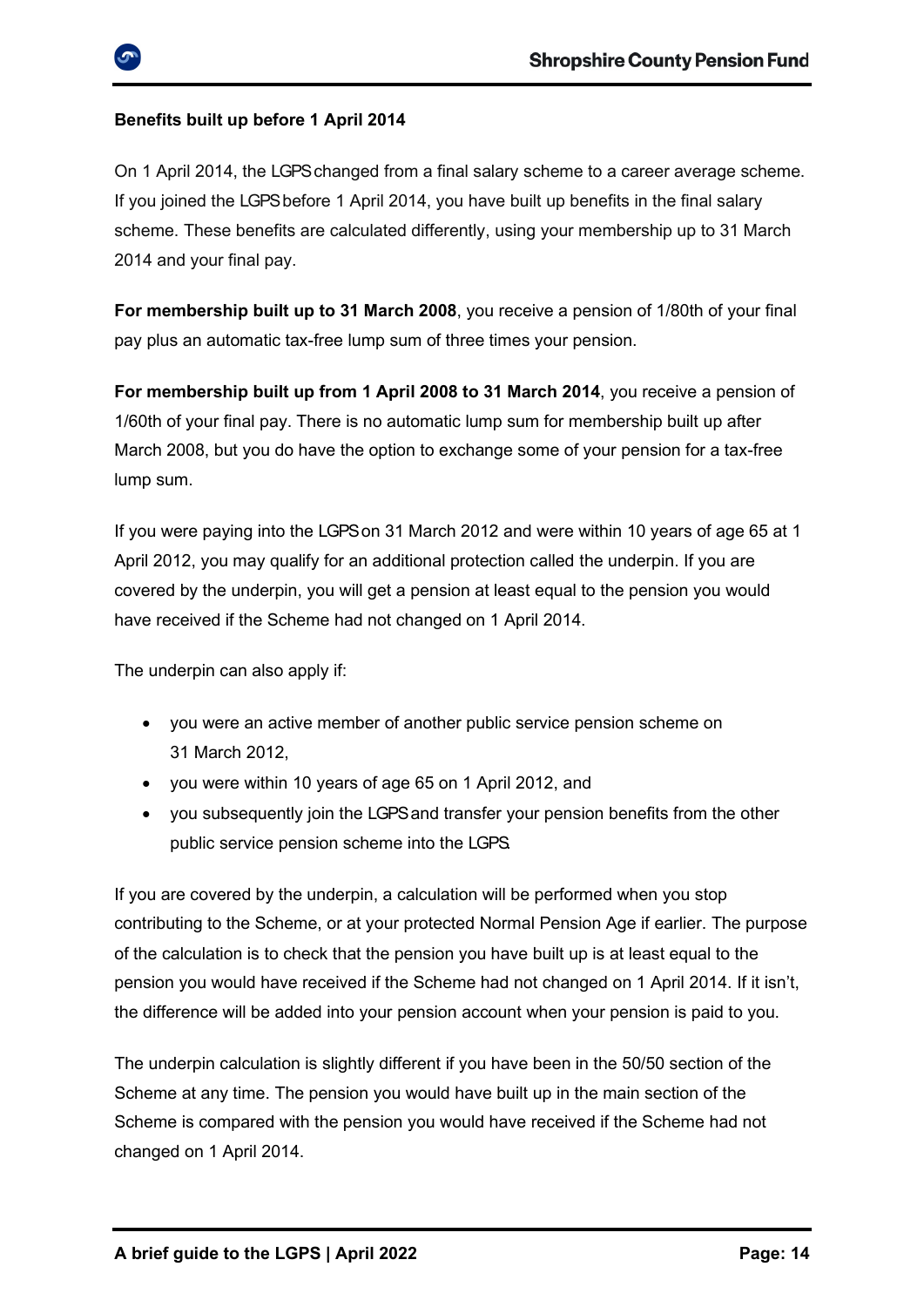## Benefits built up before 1 April 2014

On 1 April 2014, the LGPS changed from a final salary scheme to a career average scheme. If you joined the LGPS before 1 April 2014, you have built up benefits in the final salary scheme. These benefits are calculated differently, using your membership up to 31 March 2014 and your final pay.

**For membership built up to 31 March 2008**, you receive a pension of 1/80th of your final pay plus an automatic tax-free lump sum of three times your pension.

**For membership built up from 1 April 2008 to 31 March 2014**, you receive a pension of 1/60th of your final pay. There is no automatic lump sum for membership built up after March 2008, but you do have the option to exchange some of your pension for a tax-free lump sum.

If you were paying into the LGPS on 31 March 2012 and were within 10 years of age 65 at 1 April 2012, you may qualify for an additional protection called the underpin. If you are covered by the underpin, you will get a pension at least equal to the pension you would have received if the Scheme had not changed on 1 April 2014.

The underpin can also apply if:

- you were an active member of another public service pension scheme on 31 March 2012,
- you were within 10 years of age 65 on 1 April 2012, and
- you subsequently join the LGPS and transfer your pension benefits from the other public service pension scheme into the LGPS.

If you are covered by the underpin, a calculation will be performed when you stop contributing to the Scheme, or at your protected Normal Pension Age if earlier. The purpose of the calculation is to check that the pension you have built up is at least equal to the pension you would have received if the Scheme had not changed on 1 April 2014. If it isn't, the difference will be added into your pension account when your pension is paid to you.

The underpin calculation is slightly different if you have been in the 50/50 section of the Scheme at any time. The pension you would have built up in the main section of the Scheme is compared with the pension you would have received if the Scheme had not changed on 1 April 2014.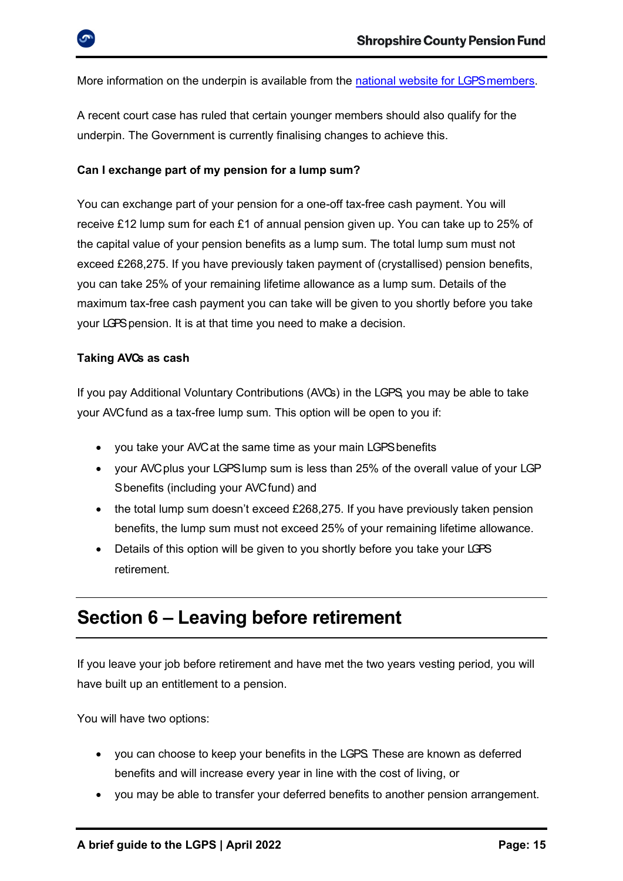More information on the underpin is available from the [national website for LGPS members](national website for LGPS members).

A recent court case has ruled that certain younger members should also qualify for the underpin. The Government is currently finalising changes to achieve this.

**Can I exchange part of my pension for a lump sum?**

You can exchange part of your pension for a one-off tax-free cash payment. You will receive £12 lump sum for each £1 of annual pension given up. You can take up to 25% of the capital value of your pension benefits as a lump sum. The total lump sum must not exceed £268,275. If you have previously taken payment of (crystallised) pension benefits, you can take 25% of your remaining lifetime allowance as a lump sum. Details of the maximum tax-free cash payment you can take will be given to you shortly before you take your LGPS pension. It is at that time you need to make a decision.

**Taking AVCs as cash**

If you pay Additional Voluntary Contributions (AVCs) in the LGPS, you may be able to take your AVC fund as a tax-free lump sum. This option will be open to you if:

- you take your AVC at the same time as your main LGPS benefits
- your AVC plus your LGPS lump sum is less than 25% of the overall value of your LGPS benefits (including your AVC fund) and
- the total lump sum doesn't exceed £268,275. If you have previously taken pension benefits, the lump sum must not exceed 25% of your remaining lifetime allowance.
- Details of this option will be given to you shortly before you take your LGPS retirement.

## Section 6 – Leaving before retirement

If you leave your job before retirement and have met the two years vesting period, you will have built up an entitlement to a pension.

You will have two options:

- you can choose to keep your benefits in the LGPS. These are known as deferred benefits and will increase every year in line with the cost of living, or
- you may be able to transfer your deferred benefits to another pension arrangement.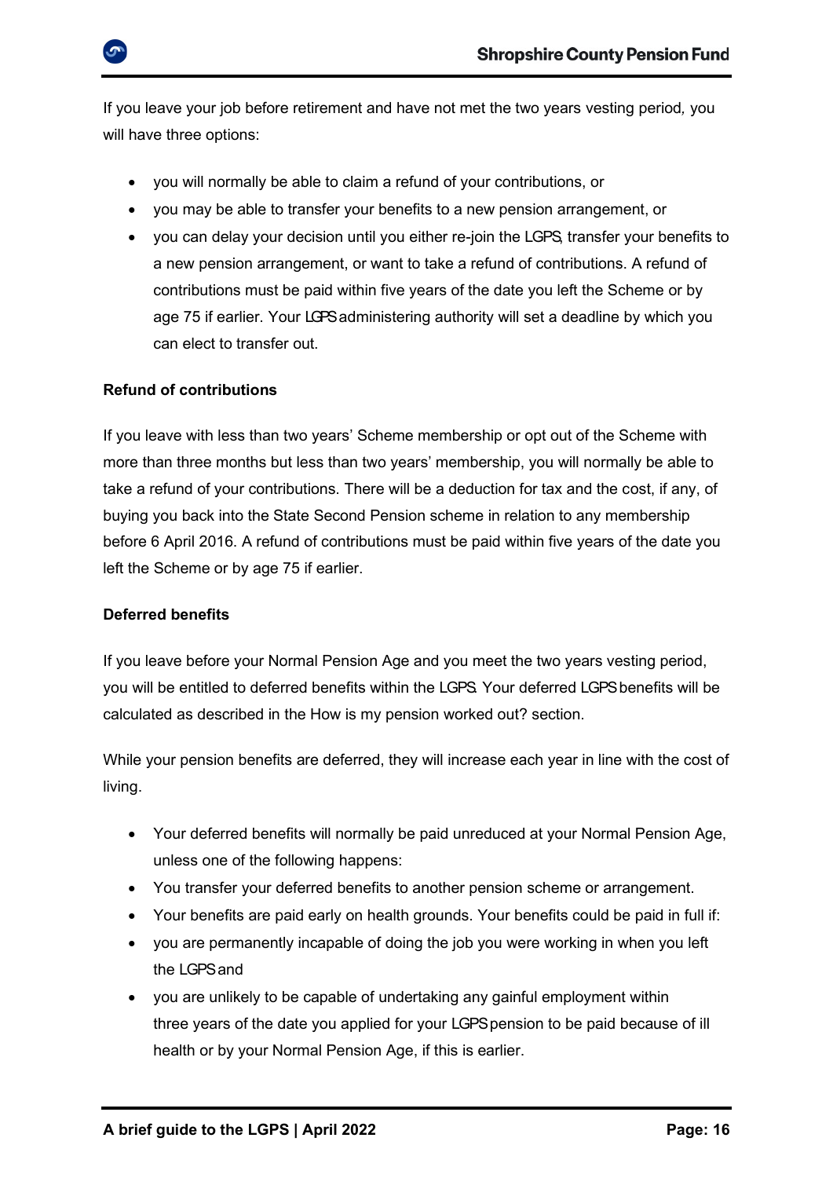If you leave your job before retirement and have not met the two years vesting period*,* you will have three options:

- you will normally be able to claim a refund of your contributions, or
- you may be able to transfer your benefits to a new pension arrangement, or
- you can delay your decision until you either re-join the LGPS, transfer your benefits to a new pension arrangement, or want to take a refund of contributions. A refund of contributions must be paid within five years of the date you left the Scheme or by age 75 if earlier. Your LGPS administering authority will set a deadline by which you can elect to transfer out.

**Refund of contributions**

If you leave with less than two years' Scheme membership or opt out of the Scheme with more than three months but less than two years' membership, you will normally be able to take a refund of your contributions. There will be a deduction for tax and the cost, if any, of buying you back into the State Second Pension scheme in relation to any membership before 6 April 2016. A refund of contributions must be paid within five years of the date you left the Scheme or by age 75 if earlier.

**Deferred benefits**

If you leave before your Normal Pension Age and you meet the two years vesting period, you will be entitled to deferred benefits within the LGPS. Your deferred LGPS benefits will be calculated as described in the How is my pension worked out? section.

While your pension benefits are deferred, they will increase each year in line with the cost of living.

- Your deferred benefits will normally be paid unreduced at your Normal Pension Age, unless one of the following happens:
- You transfer your deferred benefits to another pension scheme or arrangement.
- Your benefits are paid early on health grounds. Your benefits could be paid in full if:
- you are permanently incapable of doing the job you were working in when you left the LGPS and
- you are unlikely to be capable of undertaking any gainful employment within three years of the date you applied for your LGPS pension to be paid because of ill health or by your Normal Pension Age, if this is earlier.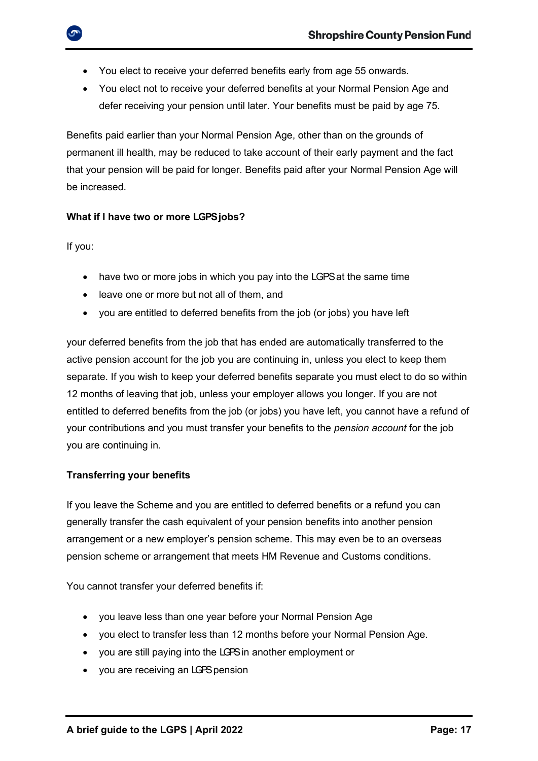- You elect to receive your deferred benefits early from age 55 onwards.
- You elect not to receive your deferred benefits at your Normal Pension Age and defer receiving your pension until later. Your benefits must be paid by age 75.

Benefits paid earlier than your Normal Pension Age, other than on the grounds of permanent ill health, may be reduced to take account of their early payment and the fact that your pension will be paid for longer. Benefits paid after your Normal Pension Age will be increased.

**What if I have two or more LGPS jobs?**

If you:

- have two or more jobs in which you pay into the LGPS at the same time
- leave one or more but not all of them, and
- you are entitled to deferred benefits from the job (or jobs) you have left

your deferred benefits from the job that has ended are automatically transferred to the active pension account for the job you are continuing in, unless you elect to keep them separate. If you wish to keep your deferred benefits separate you must elect to do so within 12 months of leaving that job, unless your employer allows you longer. If you are not entitled to deferred benefits from the job (or jobs) you have left, you cannot have a refund of your contributions and you must transfer your benefits to the *pension account* for the job you are continuing in.

**Transferring your benefits**

If you leave the Scheme and you are entitled to deferred benefits or a refund you can generally transfer the cash equivalent of your pension benefits into another pension arrangement or a new employer's pension scheme. This may even be to an overseas pension scheme or arrangement that meets HM Revenue and Customs conditions.

You cannot transfer your deferred benefits if:

- you leave less than one year before your Normal Pension Age
- you elect to transfer less than 12 months before your Normal Pension Age.
- you are still paying into the LGPS in another employment or
- you are receiving an LGPS pension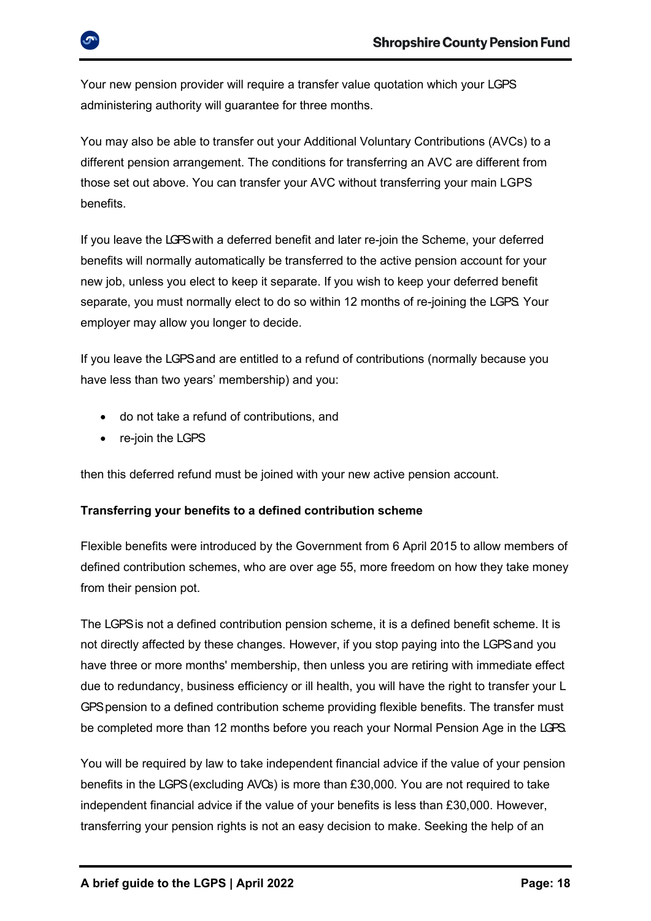Your new pension provider will require a transfer value quotation which your LGPS administering authority will guarantee for three months.

You may also be able to transfer out your Additional Voluntary Contributions (AVCs) to a different pension arrangement. The conditions for transferring an AVC are different from those set out above. You can transfer your AVC without transferring your main LGPS benefits.

If you leave the LGPS with a deferred benefit and later re-join the Scheme, your deferred benefits will normally automatically be transferred to the active pension account for your new job, unless you elect to keep it separate. If you wish to keep your deferred benefit separate, you must normally elect to do so within 12 months of re-joining the LGPS. Your employer may allow you longer to decide.

If you leave the LGPS and are entitled to a refund of contributions (normally because you have less than two years' membership) and you:

- do not take a refund of contributions, and
- re-join the LGPS

then this deferred refund must be joined with your new active pension account.

**Transferring your benefits to a defined contribution scheme**

Flexible benefits were introduced by the Government from 6 April 2015 to allow members of defined contribution schemes, who are over age 55, more freedom on how they take money from their pension pot.

The LGPS is not a defined contribution pension scheme, it is a defined benefit scheme. It is not directly affected by these changes. However, if you stop paying into the LGPS and you have three or more months' membership, then unless you are retiring with immediate effect due to redundancy, business efficiency or ill health, you will have the right to transfer your LGPS pension to a defined contribution scheme providing flexible benefits. The transfer must be completed more than 12 months before you reach your Normal Pension Age in the LGPS.

You will be required by law to take independent financial advice if the value of your pension benefits in the LGPS (excluding AVCs) is more than £30,000. You are not required to take independent financial advice if the value of your benefits is less than £30,000. However, transferring your pension rights is not an easy decision to make. Seeking the help of an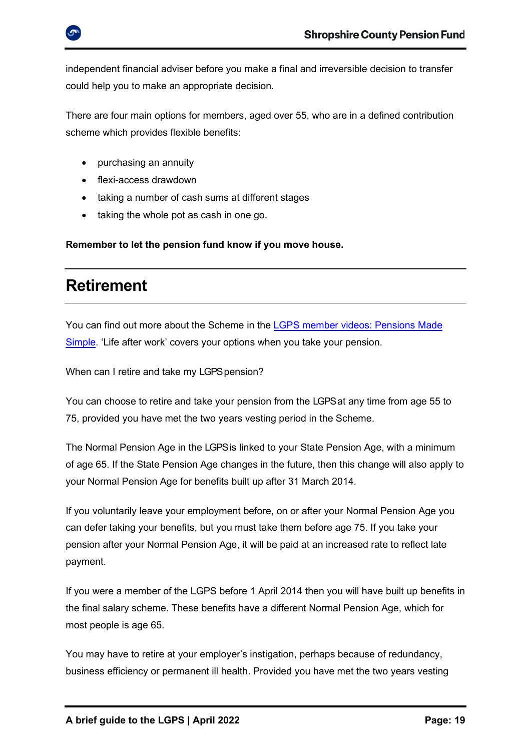independent financial adviser before you make a final and irreversible decision to transfer could help you to make an appropriate decision.

There are four main options for members, aged over 55, who are in a defined contribution scheme which provides flexible benefits:

- purchasing an annuity
- flexi-access drawdown
- taking a number of cash sums at different stages
- taking the whole pot as cash in one go.

**Remember to let the pension fund know if you move house.**

## Retirement

You can find out more about the Scheme in the [LGPS member videos: Pensions Made Simple](). 'Life after work' covers your options when you take your pension.

When can I retire and take my LGPS pension?

You can choose to retire and take your pension from the LGPS at any time from age 55 to 75, provided you have met the two years vesting period in the Scheme.

The Normal Pension Age in the LGPS is linked to your State Pension Age, with a minimum of age 65. If the State Pension Age changes in the future, then this change will also apply to your Normal Pension Age for benefits built up after 31 March 2014.

If you voluntarily leave your employment before, on or after your Normal Pension Age you can defer taking your benefits, but you must take them before age 75. If you take your pension after your Normal Pension Age, it will be paid at an increased rate to reflect late payment.

If you were a member of the LGPS before 1 April 2014 then you will have built up benefits in the final salary scheme. These benefits have a different Normal Pension Age, which for most people is age 65.

You may have to retire at your employer's instigation, perhaps because of redundancy, business efficiency or permanent ill health. Provided you have met the two years vesting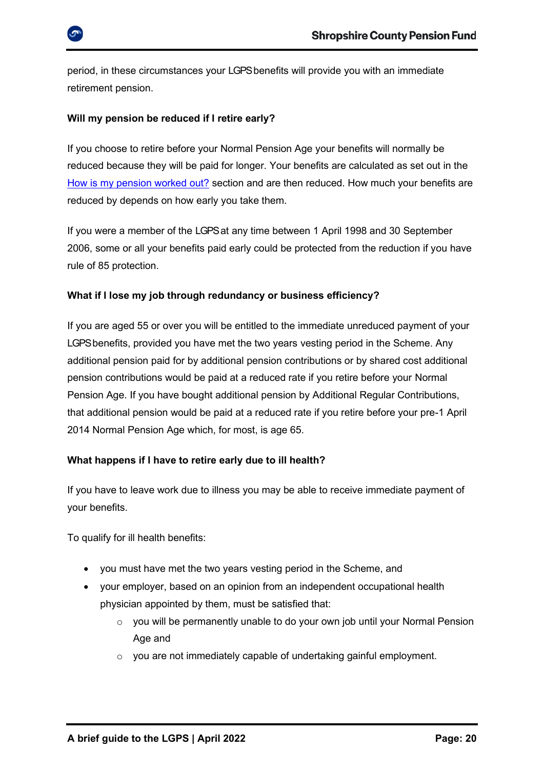period, in these circumstances your LGPS benefits will provide you with an immediate retirement pension.

### Will my pension be reduced if I retire early?

If you choose to retire before your Normal Pension Age your benefits will normally be reduced because they will be paid for longer. Your benefits are calculated as set out in the [How is my pension worked out?](#) section and are then reduced. How much your benefits are reduced by depends on how early you take them.

If you were a member of the LGPS at any time between 1 April 1998 and 30 September 2006, some or all your benefits paid early could be protected from the reduction if you have rule of 85 protection.

### What if I lose my job through redundancy or business efficiency?

If you are aged 55 or over you will be entitled to the immediate unreduced payment of your LGPS benefits, provided you have met the two years vesting period in the Scheme. Any additional pension paid for by additional pension contributions or by shared cost additional pension contributions would be paid at a reduced rate if you retire before your Normal Pension Age. If you have bought additional pension by Additional Regular Contributions, that additional pension would be paid at a reduced rate if you retire before your pre-1 April 2014 Normal Pension Age which, for most, is age 65.

### What happens if I have to retire early due to ill health?

If you have to leave work due to illness you may be able to receive immediate payment of your benefits.

To qualify for ill health benefits:

- you must have met the two years vesting period in the Scheme, and
- your employer, based on an opinion from an independent occupational health physician appointed by them, must be satisfied that:
    - you will be permanently unable to do your own job until your Normal Pension Age and
    - you are not immediately capable of undertaking gainful employment.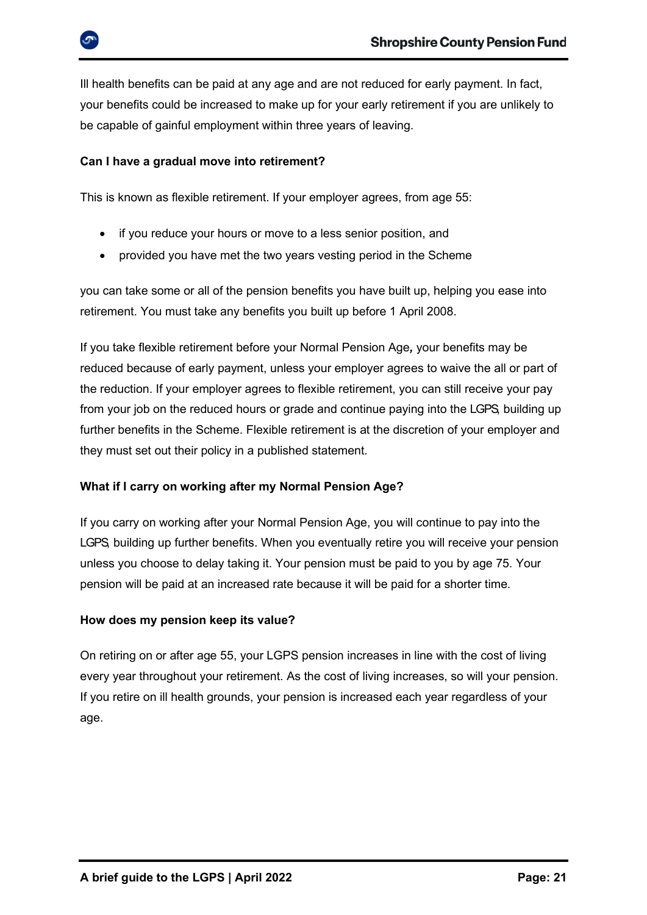Ill health benefits can be paid at any age and are not reduced for early payment. In fact, your benefits could be increased to make up for your early retirement if you are unlikely to be capable of gainful employment within three years of leaving.

**Can I have a gradual move into retirement?**

This is known as flexible retirement. If your employer agrees, from age 55:

- if you reduce your hours or move to a less senior position, and
- provided you have met the two years vesting period in the Scheme

you can take some or all of the pension benefits you have built up, helping you ease into retirement. You must take any benefits you built up before 1 April 2008.

If you take flexible retirement before your Normal Pension Age*,* your benefits may be reduced because of early payment, unless your employer agrees to waive the all or part of the reduction. If your employer agrees to flexible retirement, you can still receive your pay from your job on the reduced hours or grade and continue paying into the LGPS, building up further benefits in the Scheme. Flexible retirement is at the discretion of your employer and they must set out their policy in a published statement.

**What if I carry on working after my Normal Pension Age?**

If you carry on working after your Normal Pension Age, you will continue to pay into the LGPS, building up further benefits. When you eventually retire you will receive your pension unless you choose to delay taking it. Your pension must be paid to you by age 75. Your pension will be paid at an increased rate because it will be paid for a shorter time.

**How does my pension keep its value?**

On retiring on or after age 55, your LGPS pension increases in line with the cost of living every year throughout your retirement. As the cost of living increases, so will your pension. If you retire on ill health grounds, your pension is increased each year regardless of your age.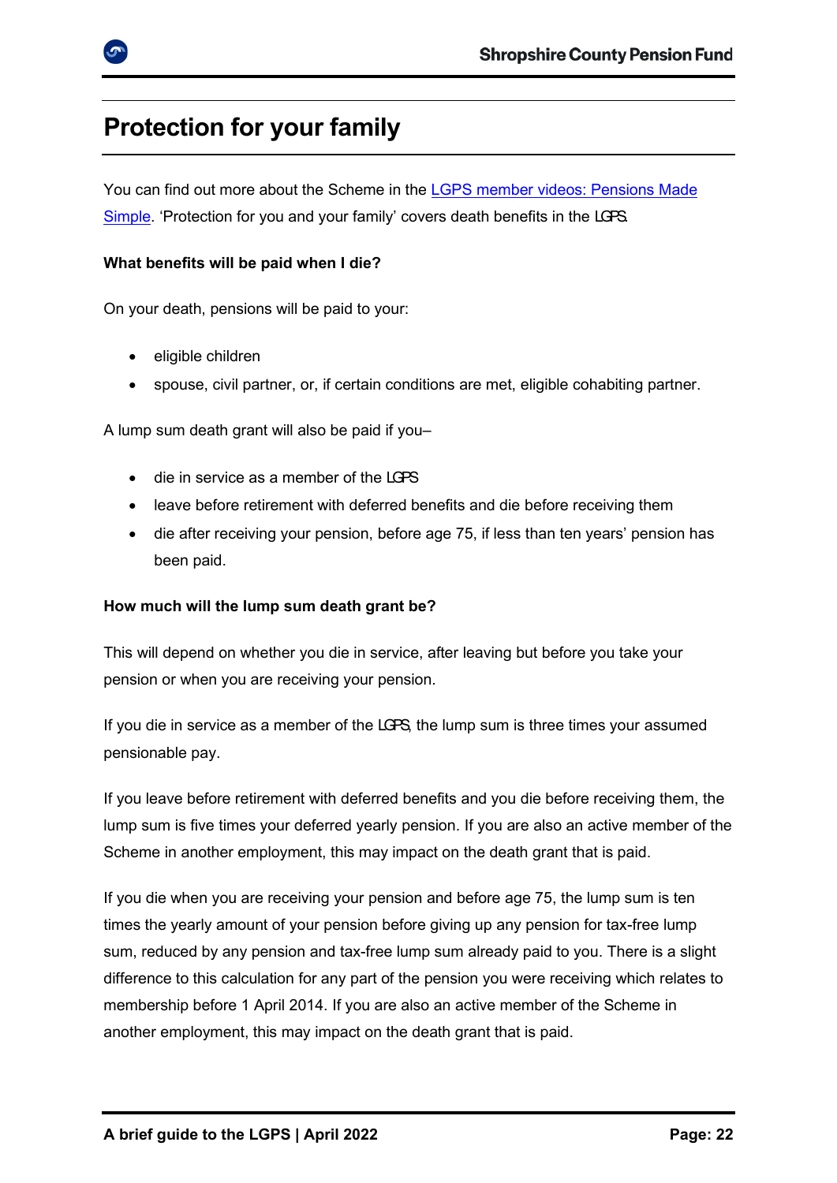# Protection for your family

You can find out more about the Scheme in the [LGPS member videos: Pensions Made Simple](). 'Protection for you and your family' covers death benefits in the LGPS.

**What benefits will be paid when I die?**

On your death, pensions will be paid to your:

- eligible children
- spouse, civil partner, or, if certain conditions are met, eligible cohabiting partner.

A lump sum death grant will also be paid if you–

- die in service as a member of the LGPS
- leave before retirement with deferred benefits and die before receiving them
- die after receiving your pension, before age 75, if less than ten years' pension has been paid.

**How much will the lump sum death grant be?**

This will depend on whether you die in service, after leaving but before you take your pension or when you are receiving your pension.

If you die in service as a member of the LGPS, the lump sum is three times your assumed pensionable pay.

If you leave before retirement with deferred benefits and you die before receiving them, the lump sum is five times your deferred yearly pension. If you are also an active member of the Scheme in another employment, this may impact on the death grant that is paid.

If you die when you are receiving your pension and before age 75, the lump sum is ten times the yearly amount of your pension before giving up any pension for tax-free lump sum, reduced by any pension and tax-free lump sum already paid to you. There is a slight difference to this calculation for any part of the pension you were receiving which relates to membership before 1 April 2014. If you are also an active member of the Scheme in another employment, this may impact on the death grant that is paid.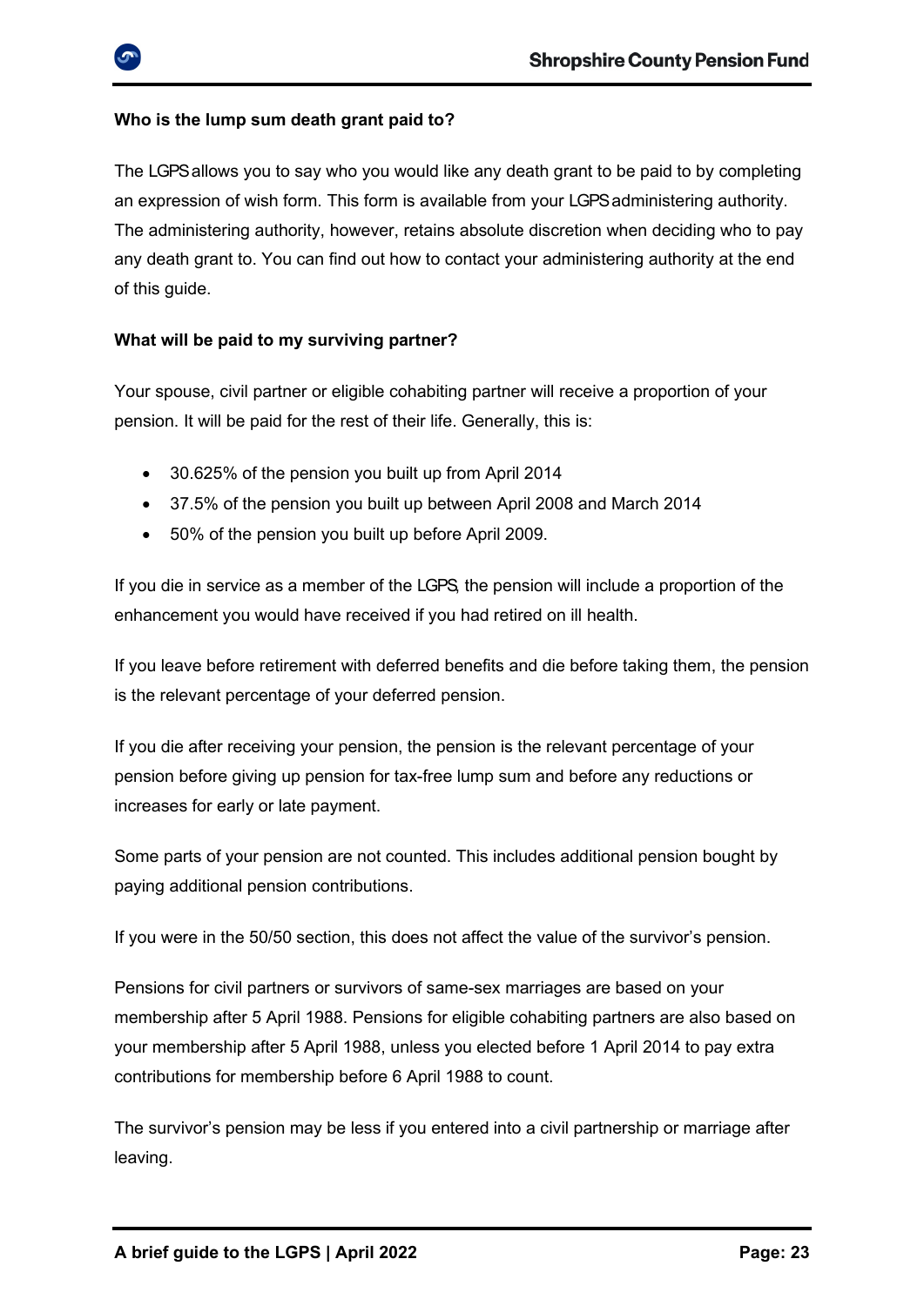### Who is the lump sum death grant paid to?

The LGPS allows you to say who you would like any death grant to be paid to by completing an expression of wish form. This form is available from your LGPS administering authority. The administering authority, however, retains absolute discretion when deciding who to pay any death grant to. You can find out how to contact your administering authority at the end of this guide.

### What will be paid to my surviving partner?

Your spouse, civil partner or eligible cohabiting partner will receive a proportion of your pension. It will be paid for the rest of their life. Generally, this is:

- 30.625% of the pension you built up from April 2014
- 37.5% of the pension you built up between April 2008 and March 2014
- 50% of the pension you built up before April 2009.

If you die in service as a member of the LGPS, the pension will include a proportion of the enhancement you would have received if you had retired on ill health.

If you leave before retirement with deferred benefits and die before taking them, the pension is the relevant percentage of your deferred pension.

If you die after receiving your pension, the pension is the relevant percentage of your pension before giving up pension for tax-free lump sum and before any reductions or increases for early or late payment.

Some parts of your pension are not counted. This includes additional pension bought by paying additional pension contributions.

If you were in the 50/50 section, this does not affect the value of the survivor's pension.

Pensions for civil partners or survivors of same-sex marriages are based on your membership after 5 April 1988. Pensions for eligible cohabiting partners are also based on your membership after 5 April 1988, unless you elected before 1 April 2014 to pay extra contributions for membership before 6 April 1988 to count.

The survivor's pension may be less if you entered into a civil partnership or marriage after leaving.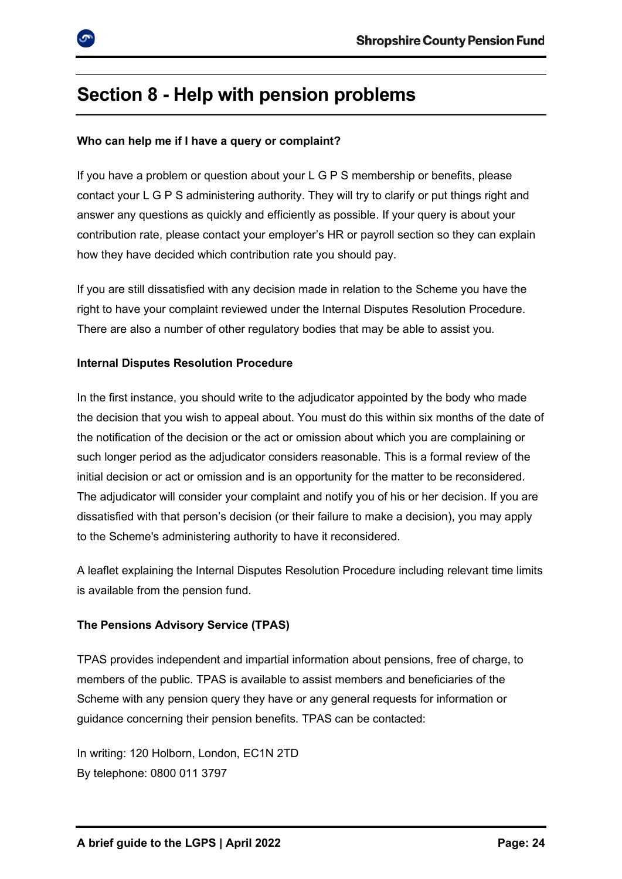# Section 8 - Help with pension problems

**Who can help me if I have a query or complaint?**

If you have a problem or question about your L G P S membership or benefits, please contact your L G P S administering authority. They will try to clarify or put things right and answer any questions as quickly and efficiently as possible. If your query is about your contribution rate, please contact your employer's HR or payroll section so they can explain how they have decided which contribution rate you should pay.

If you are still dissatisfied with any decision made in relation to the Scheme you have the right to have your complaint reviewed under the Internal Disputes Resolution Procedure. There are also a number of other regulatory bodies that may be able to assist you.

**Internal Disputes Resolution Procedure**

In the first instance, you should write to the adjudicator appointed by the body who made the decision that you wish to appeal about. You must do this within six months of the date of the notification of the decision or the act or omission about which you are complaining or such longer period as the adjudicator considers reasonable. This is a formal review of the initial decision or act or omission and is an opportunity for the matter to be reconsidered. The adjudicator will consider your complaint and notify you of his or her decision. If you are dissatisfied with that person's decision (or their failure to make a decision), you may apply to the Scheme's administering authority to have it reconsidered.

A leaflet explaining the Internal Disputes Resolution Procedure including relevant time limits is available from the pension fund.

**The Pensions Advisory Service (TPAS)**

TPAS provides independent and impartial information about pensions, free of charge, to members of the public. TPAS is available to assist members and beneficiaries of the Scheme with any pension query they have or any general requests for information or guidance concerning their pension benefits. TPAS can be contacted:

In writing: 120 Holborn, London, EC1N 2TD
By telephone: 0800 011 3797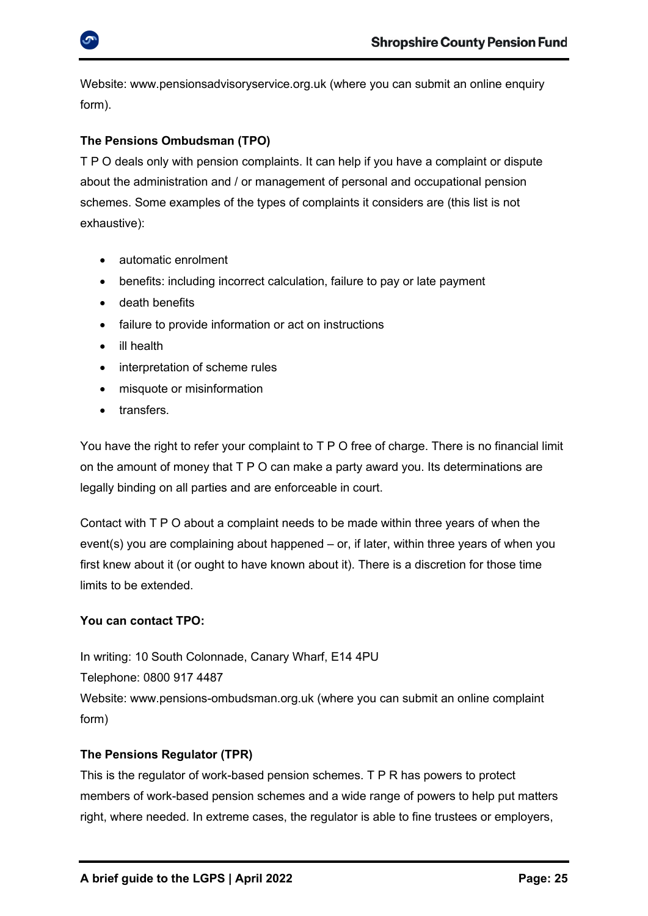Website: www.pensionsadvisoryservice.org.uk (where you can submit an online enquiry form).

**The Pensions Ombudsman (TPO)**

T P O deals only with pension complaints. It can help if you have a complaint or dispute about the administration and / or management of personal and occupational pension schemes. Some examples of the types of complaints it considers are (this list is not exhaustive):

- automatic enrolment
- benefits: including incorrect calculation, failure to pay or late payment
- death benefits
- failure to provide information or act on instructions
- ill health
- interpretation of scheme rules
- misquote or misinformation
- transfers.

You have the right to refer your complaint to T P O free of charge. There is no financial limit on the amount of money that T P O can make a party award you. Its determinations are legally binding on all parties and are enforceable in court.

Contact with T P O about a complaint needs to be made within three years of when the event(s) you are complaining about happened – or, if later, within three years of when you first knew about it (or ought to have known about it). There is a discretion for those time limits to be extended.

**You can contact TPO:**

In writing: 10 South Colonnade, Canary Wharf, E14 4PU
Telephone: 0800 917 4487
Website: www.pensions-ombudsman.org.uk (where you can submit an online complaint form)

**The Pensions Regulator (TPR)**

This is the regulator of work-based pension schemes. T P R has powers to protect members of work-based pension schemes and a wide range of powers to help put matters right, where needed. In extreme cases, the regulator is able to fine trustees or employers,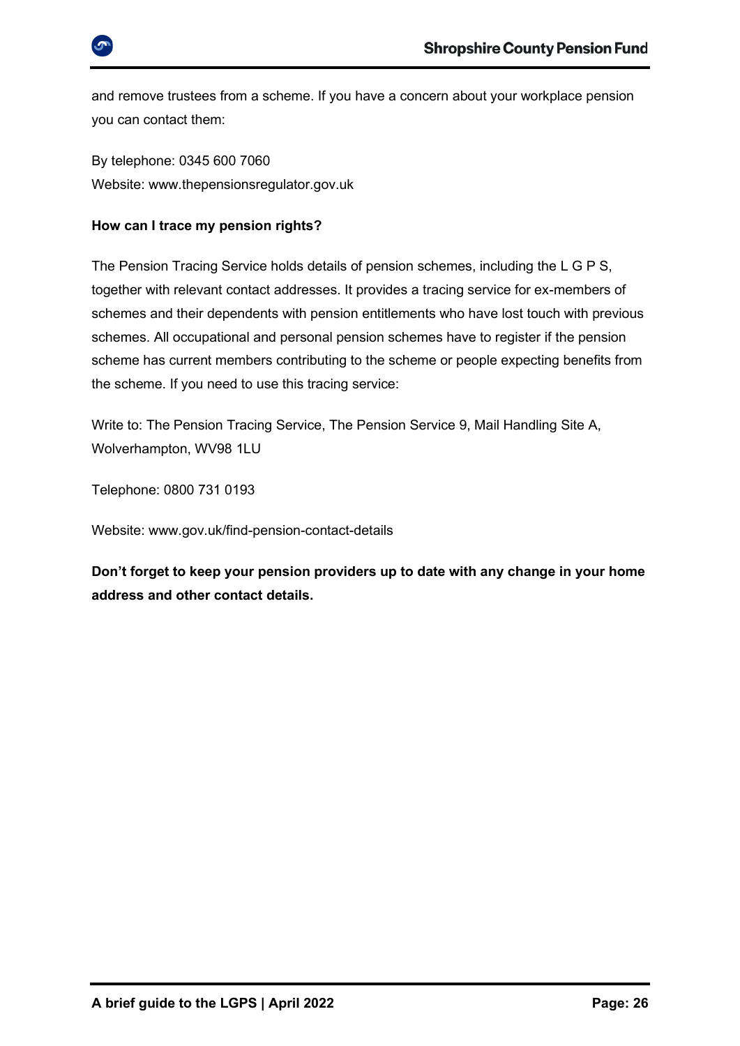and remove trustees from a scheme. If you have a concern about your workplace pension you can contact them:

By telephone: 0345 600 7060
Website: www.thepensionsregulator.gov.uk

**How can I trace my pension rights?**

The Pension Tracing Service holds details of pension schemes, including the L G P S, together with relevant contact addresses. It provides a tracing service for ex-members of schemes and their dependents with pension entitlements who have lost touch with previous schemes. All occupational and personal pension schemes have to register if the pension scheme has current members contributing to the scheme or people expecting benefits from the scheme. If you need to use this tracing service:

Write to: The Pension Tracing Service, The Pension Service 9, Mail Handling Site A, Wolverhampton, WV98 1LU

Telephone: 0800 731 0193

Website: www.gov.uk/find-pension-contact-details

**Don't forget to keep your pension providers up to date with any change in your home address and other contact details.**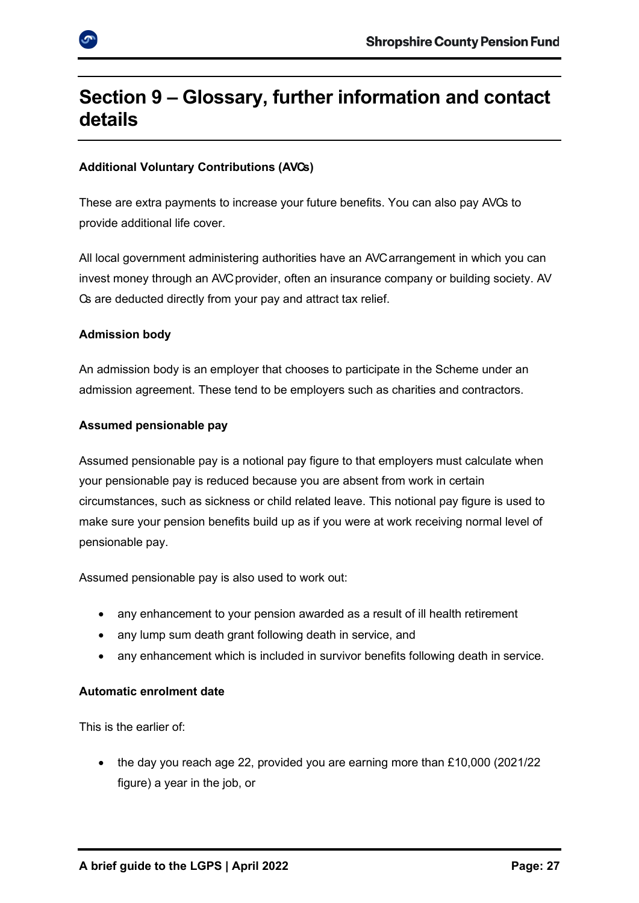# Section 9 – Glossary, further information and contact details

**Additional Voluntary Contributions (AVCs)**

These are extra payments to increase your future benefits. You can also pay AVCs to provide additional life cover.

All local government administering authorities have an AVC arrangement in which you can invest money through an AVC provider, often an insurance company or building society. AVCs are deducted directly from your pay and attract tax relief.

**Admission body**

An admission body is an employer that chooses to participate in the Scheme under an admission agreement. These tend to be employers such as charities and contractors.

**Assumed pensionable pay**

Assumed pensionable pay is a notional pay figure to that employers must calculate when your pensionable pay is reduced because you are absent from work in certain circumstances, such as sickness or child related leave. This notional pay figure is used to make sure your pension benefits build up as if you were at work receiving normal level of pensionable pay.

Assumed pensionable pay is also used to work out:

- any enhancement to your pension awarded as a result of ill health retirement
- any lump sum death grant following death in service, and
- any enhancement which is included in survivor benefits following death in service.

**Automatic enrolment date**

This is the earlier of:

- the day you reach age 22, provided you are earning more than £10,000 (2021/22 figure) a year in the job, or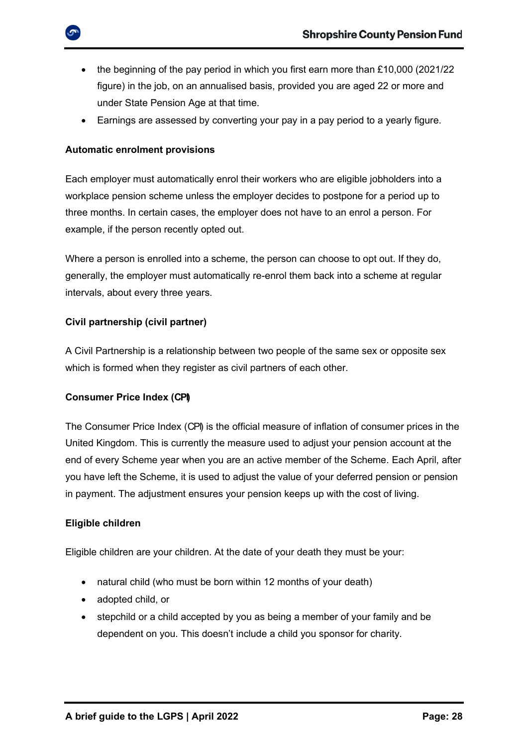- the beginning of the pay period in which you first earn more than £10,000 (2021/22 figure) in the job, on an annualised basis, provided you are aged 22 or more and under State Pension Age at that time.
- Earnings are assessed by converting your pay in a pay period to a yearly figure.

**Automatic enrolment provisions**

Each employer must automatically enrol their workers who are eligible jobholders into a workplace pension scheme unless the employer decides to postpone for a period up to three months. In certain cases, the employer does not have to an enrol a person. For example, if the person recently opted out.

Where a person is enrolled into a scheme, the person can choose to opt out. If they do, generally, the employer must automatically re-enrol them back into a scheme at regular intervals, about every three years.

**Civil partnership (civil partner)**

A Civil Partnership is a relationship between two people of the same sex or opposite sex which is formed when they register as civil partners of each other.

**Consumer Price Index (CPI)**

The Consumer Price Index (CPI) is the official measure of inflation of consumer prices in the United Kingdom. This is currently the measure used to adjust your pension account at the end of every Scheme year when you are an active member of the Scheme. Each April, after you have left the Scheme, it is used to adjust the value of your deferred pension or pension in payment. The adjustment ensures your pension keeps up with the cost of living.

**Eligible children**

Eligible children are your children. At the date of your death they must be your:

- natural child (who must be born within 12 months of your death)
- adopted child, or
- stepchild or a child accepted by you as being a member of your family and be dependent on you. This doesn't include a child you sponsor for charity.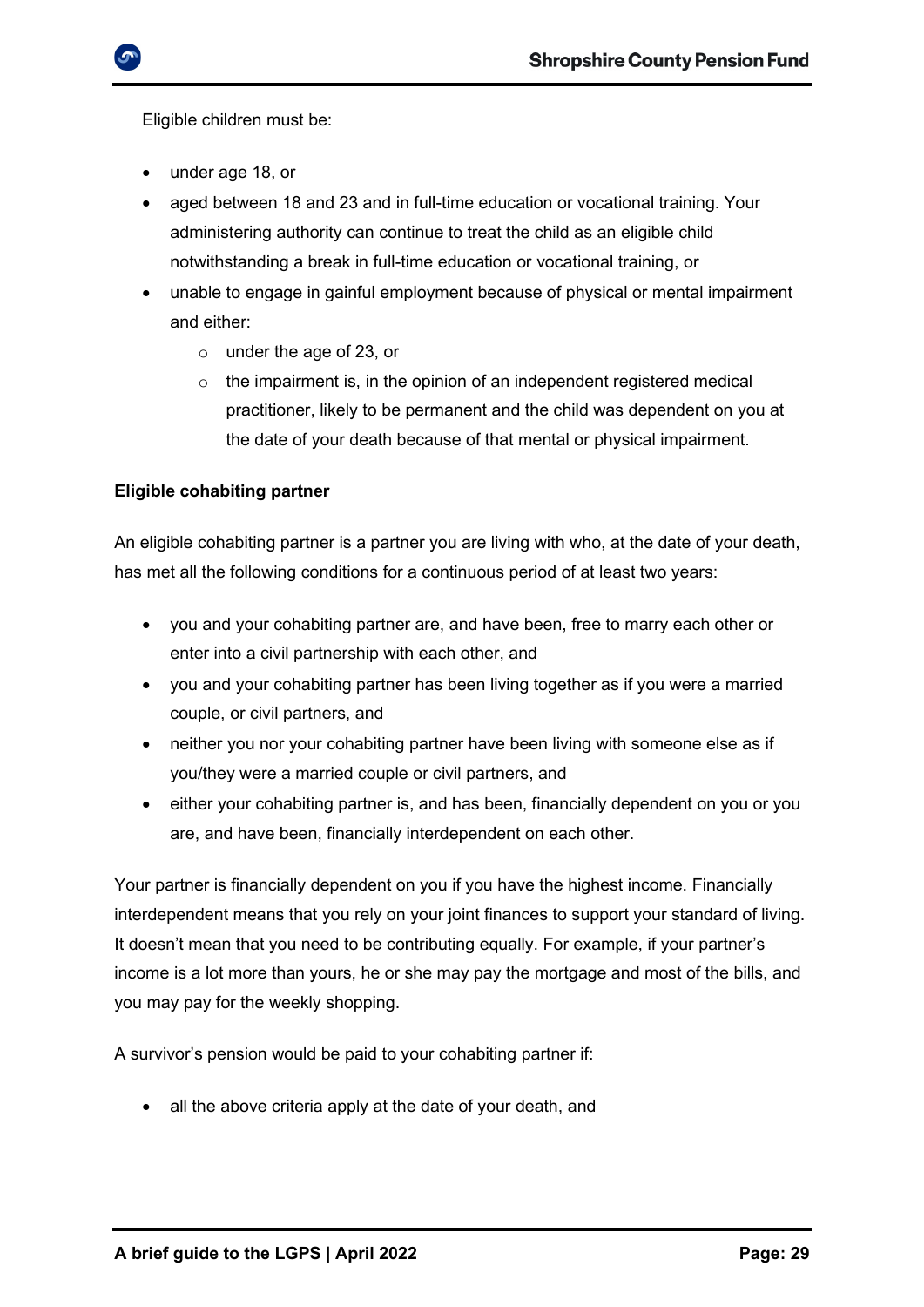Eligible children must be:

- under age 18, or
- aged between 18 and 23 and in full-time education or vocational training. Your administering authority can continue to treat the child as an eligible child notwithstanding a break in full-time education or vocational training, or
- unable to engage in gainful employment because of physical or mental impairment and either:
  - under the age of 23, or
  - the impairment is, in the opinion of an independent registered medical practitioner, likely to be permanent and the child was dependent on you at the date of your death because of that mental or physical impairment.

**Eligible cohabiting partner**

An eligible cohabiting partner is a partner you are living with who, at the date of your death, has met all the following conditions for a continuous period of at least two years:

- you and your cohabiting partner are, and have been, free to marry each other or enter into a civil partnership with each other, and
- you and your cohabiting partner has been living together as if you were a married couple, or civil partners, and
- neither you nor your cohabiting partner have been living with someone else as if you/they were a married couple or civil partners, and
- either your cohabiting partner is, and has been, financially dependent on you or you are, and have been, financially interdependent on each other.

Your partner is financially dependent on you if you have the highest income. Financially interdependent means that you rely on your joint finances to support your standard of living. It doesn't mean that you need to be contributing equally. For example, if your partner's income is a lot more than yours, he or she may pay the mortgage and most of the bills, and you may pay for the weekly shopping.

A survivor's pension would be paid to your cohabiting partner if:

- all the above criteria apply at the date of your death, and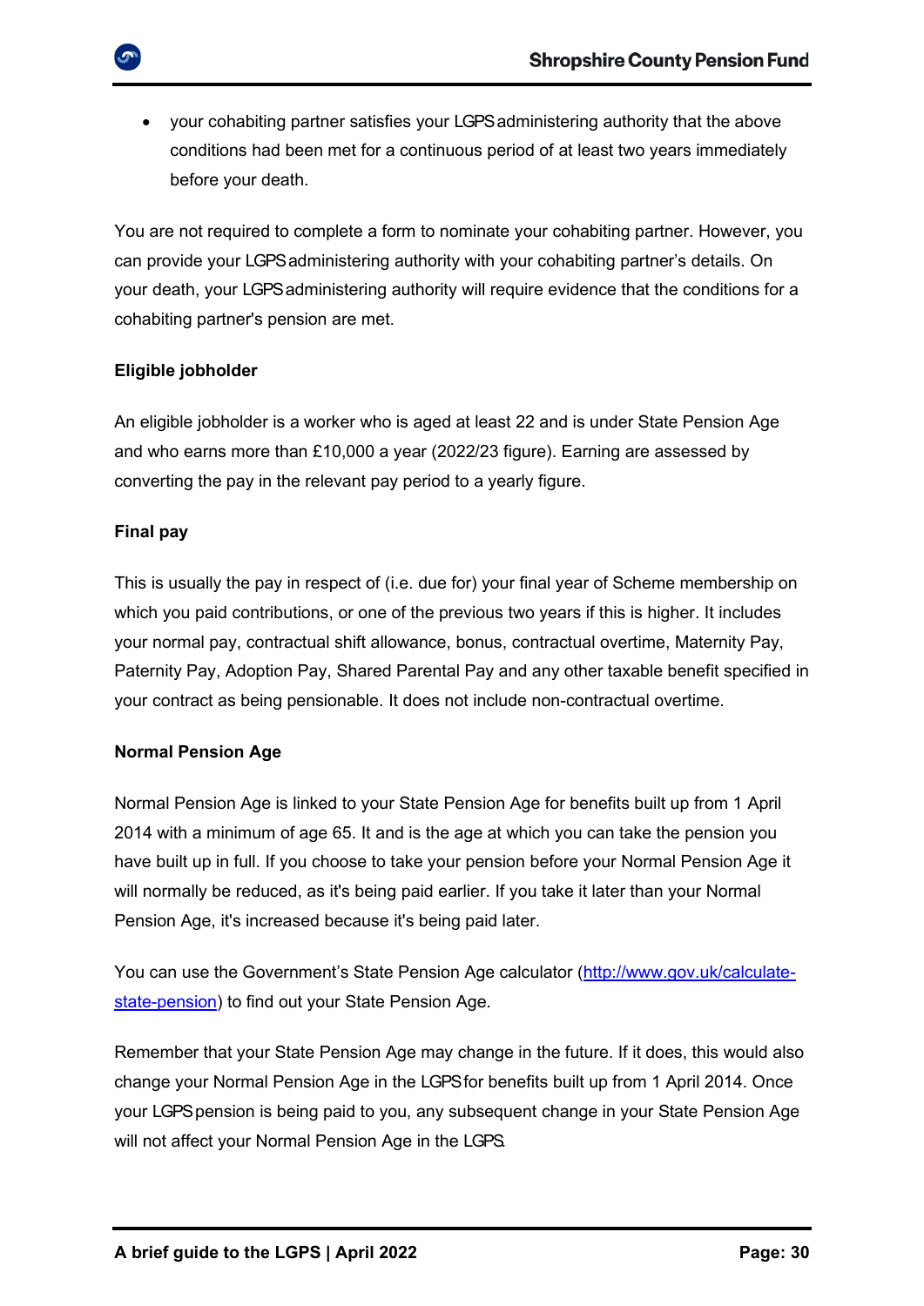- your cohabiting partner satisfies your LGPS administering authority that the above conditions had been met for a continuous period of at least two years immediately before your death.

You are not required to complete a form to nominate your cohabiting partner. However, you can provide your LGPS administering authority with your cohabiting partner's details. On your death, your LGPS administering authority will require evidence that the conditions for a cohabiting partner's pension are met.

**Eligible jobholder**

An eligible jobholder is a worker who is aged at least 22 and is under State Pension Age and who earns more than £10,000 a year (2022/23 figure). Earning are assessed by converting the pay in the relevant pay period to a yearly figure.

**Final pay**

This is usually the pay in respect of (i.e. due for) your final year of Scheme membership on which you paid contributions, or one of the previous two years if this is higher. It includes your normal pay, contractual shift allowance, bonus, contractual overtime, Maternity Pay, Paternity Pay, Adoption Pay, Shared Parental Pay and any other taxable benefit specified in your contract as being pensionable. It does not include non-contractual overtime.

**Normal Pension Age**

Normal Pension Age is linked to your State Pension Age for benefits built up from 1 April 2014 with a minimum of age 65. It and is the age at which you can take the pension you have built up in full. If you choose to take your pension before your Normal Pension Age it will normally be reduced, as it's being paid earlier. If you take it later than your Normal Pension Age, it's increased because it's being paid later.

You can use the Government's State Pension Age calculator ([http://www.gov.uk/calculate-state-pension](http://www.gov.uk/calculate-state-pension)) to find out your State Pension Age.

Remember that your State Pension Age may change in the future. If it does, this would also change your Normal Pension Age in the LGPS for benefits built up from 1 April 2014. Once your LGPS pension is being paid to you, any subsequent change in your State Pension Age will not affect your Normal Pension Age in the LGPS.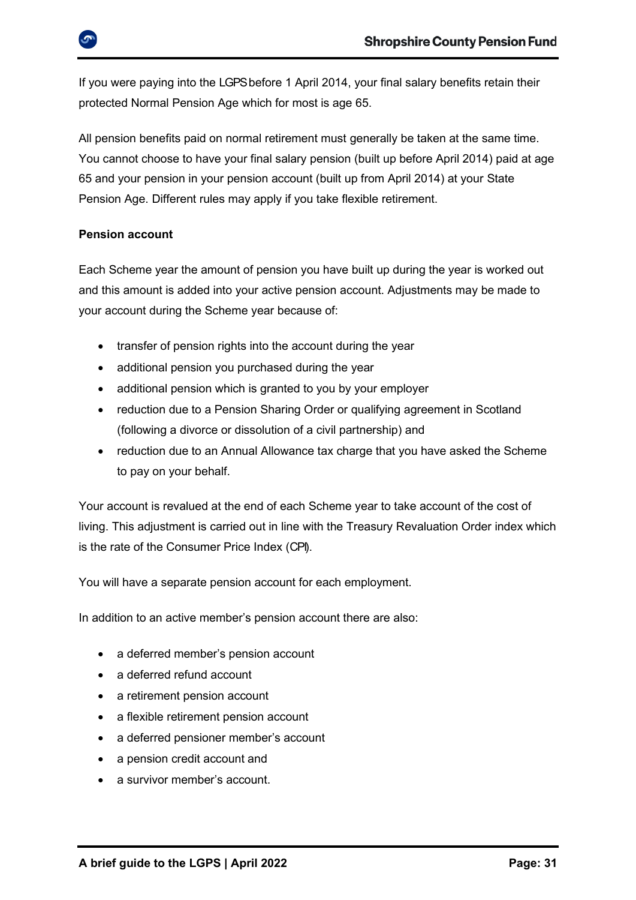If you were paying into the LGPS before 1 April 2014, your final salary benefits retain their protected Normal Pension Age which for most is age 65.

All pension benefits paid on normal retirement must generally be taken at the same time. You cannot choose to have your final salary pension (built up before April 2014) paid at age 65 and your pension in your pension account (built up from April 2014) at your State Pension Age. Different rules may apply if you take flexible retirement.

**Pension account**

Each Scheme year the amount of pension you have built up during the year is worked out and this amount is added into your active pension account. Adjustments may be made to your account during the Scheme year because of:

- transfer of pension rights into the account during the year
- additional pension you purchased during the year
- additional pension which is granted to you by your employer
- reduction due to a Pension Sharing Order or qualifying agreement in Scotland (following a divorce or dissolution of a civil partnership) and
- reduction due to an Annual Allowance tax charge that you have asked the Scheme to pay on your behalf.

Your account is revalued at the end of each Scheme year to take account of the cost of living. This adjustment is carried out in line with the Treasury Revaluation Order index which is the rate of the Consumer Price Index (CPI).

You will have a separate pension account for each employment.

In addition to an active member's pension account there are also:

- a deferred member's pension account
- a deferred refund account
- a retirement pension account
- a flexible retirement pension account
- a deferred pensioner member's account
- a pension credit account and
- a survivor member's account.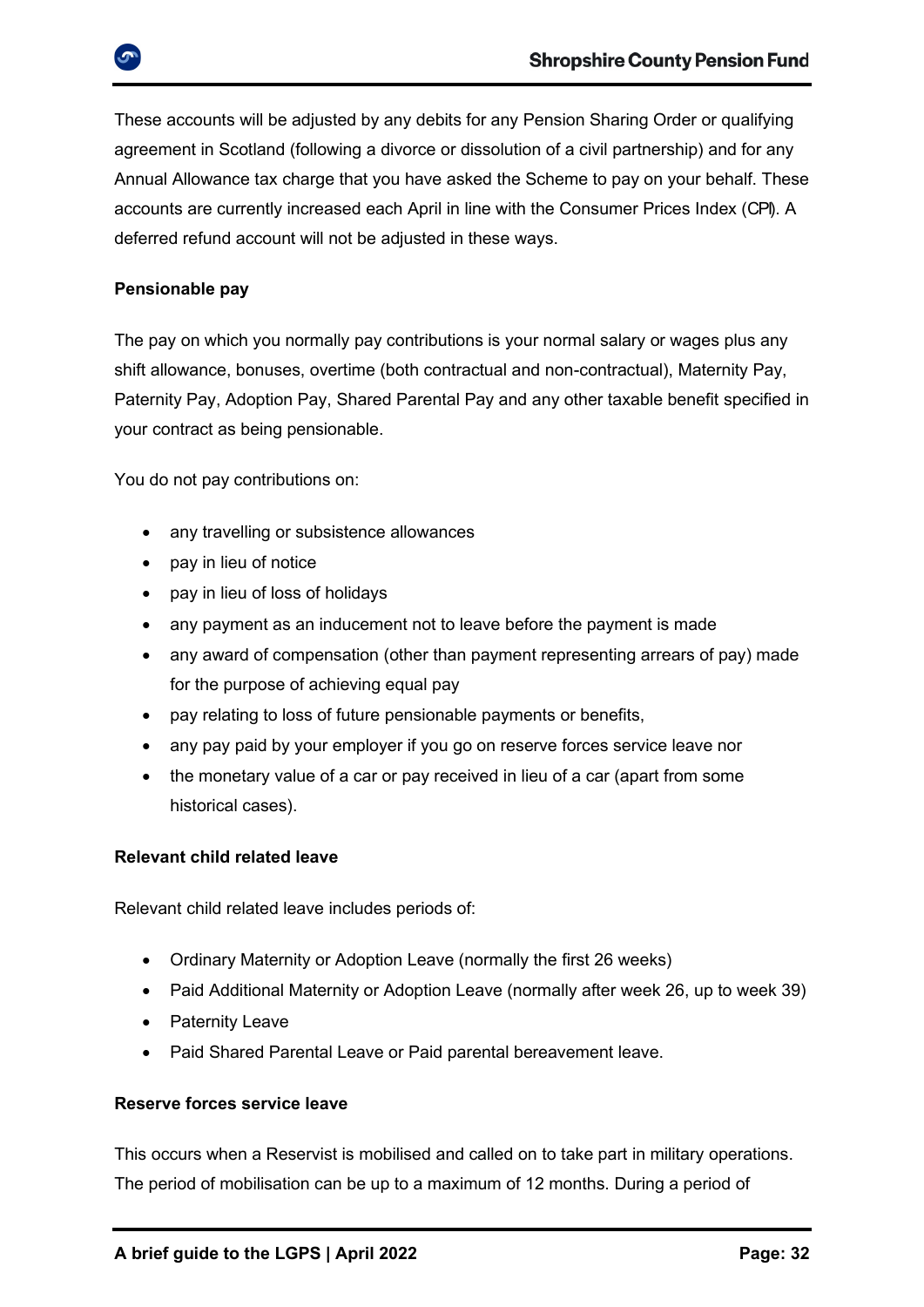These accounts will be adjusted by any debits for any Pension Sharing Order or qualifying agreement in Scotland (following a divorce or dissolution of a civil partnership) and for any Annual Allowance tax charge that you have asked the Scheme to pay on your behalf. These accounts are currently increased each April in line with the Consumer Prices Index (CPI). A deferred refund account will not be adjusted in these ways.

**Pensionable pay**

The pay on which you normally pay contributions is your normal salary or wages plus any shift allowance, bonuses, overtime (both contractual and non-contractual), Maternity Pay, Paternity Pay, Adoption Pay, Shared Parental Pay and any other taxable benefit specified in your contract as being pensionable.

You do not pay contributions on:

- any travelling or subsistence allowances
- pay in lieu of notice
- pay in lieu of loss of holidays
- any payment as an inducement not to leave before the payment is made
- any award of compensation (other than payment representing arrears of pay) made for the purpose of achieving equal pay
- pay relating to loss of future pensionable payments or benefits,
- any pay paid by your employer if you go on reserve forces service leave nor
- the monetary value of a car or pay received in lieu of a car (apart from some historical cases).

**Relevant child related leave**

Relevant child related leave includes periods of:

- Ordinary Maternity or Adoption Leave (normally the first 26 weeks)
- Paid Additional Maternity or Adoption Leave (normally after week 26, up to week 39)
- Paternity Leave
- Paid Shared Parental Leave or Paid parental bereavement leave.

**Reserve forces service leave**

This occurs when a Reservist is mobilised and called on to take part in military operations. The period of mobilisation can be up to a maximum of 12 months. During a period of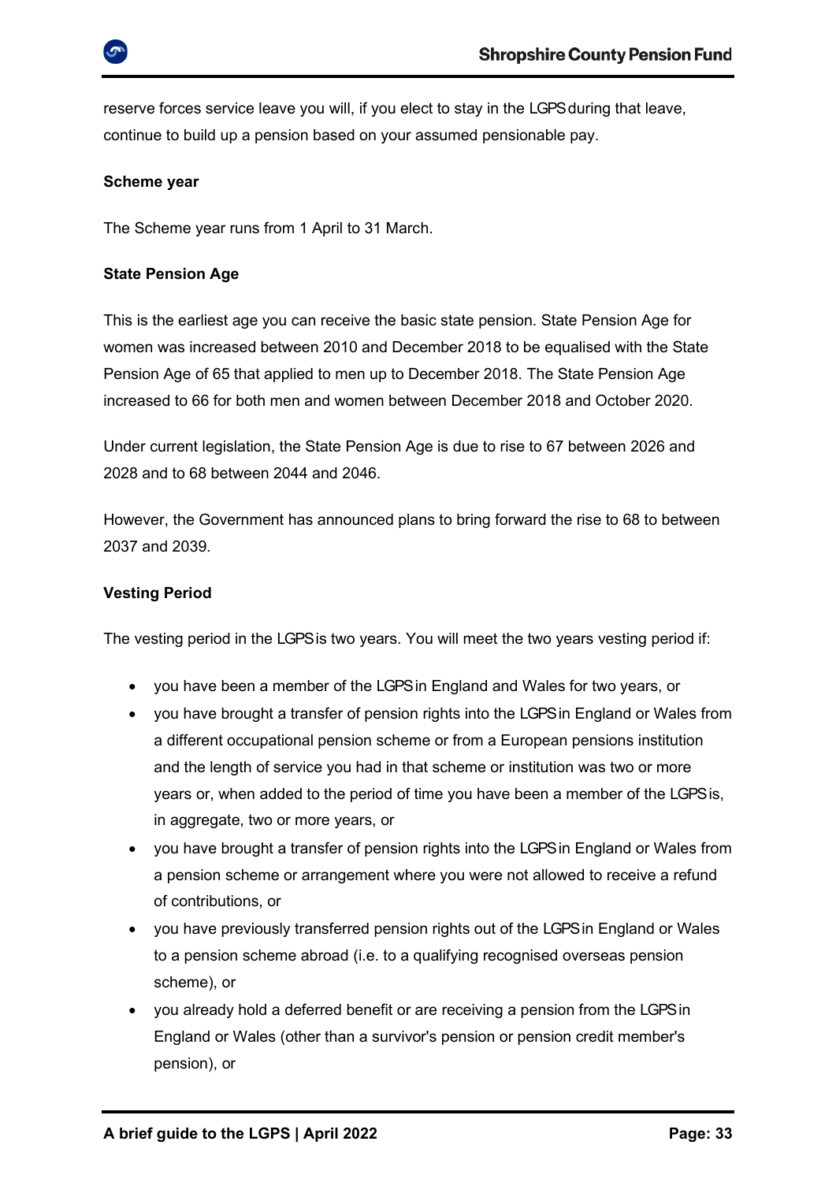reserve forces service leave you will, if you elect to stay in the LGPS during that leave, continue to build up a pension based on your assumed pensionable pay.

**Scheme year**

The Scheme year runs from 1 April to 31 March.

**State Pension Age**

This is the earliest age you can receive the basic state pension. State Pension Age for women was increased between 2010 and December 2018 to be equalised with the State Pension Age of 65 that applied to men up to December 2018. The State Pension Age increased to 66 for both men and women between December 2018 and October 2020.

Under current legislation, the State Pension Age is due to rise to 67 between 2026 and 2028 and to 68 between 2044 and 2046.

However, the Government has announced plans to bring forward the rise to 68 to between 2037 and 2039.

**Vesting Period**

The vesting period in the LGPS is two years. You will meet the two years vesting period if:

- you have been a member of the LGPS in England and Wales for two years, or
- you have brought a transfer of pension rights into the LGPS in England or Wales from a different occupational pension scheme or from a European pensions institution and the length of service you had in that scheme or institution was two or more years or, when added to the period of time you have been a member of the LGPS is, in aggregate, two or more years, or
- you have brought a transfer of pension rights into the LGPS in England or Wales from a pension scheme or arrangement where you were not allowed to receive a refund of contributions, or
- you have previously transferred pension rights out of the LGPS in England or Wales to a pension scheme abroad (i.e. to a qualifying recognised overseas pension scheme), or
- you already hold a deferred benefit or are receiving a pension from the LGPS in England or Wales (other than a survivor's pension or pension credit member's pension), or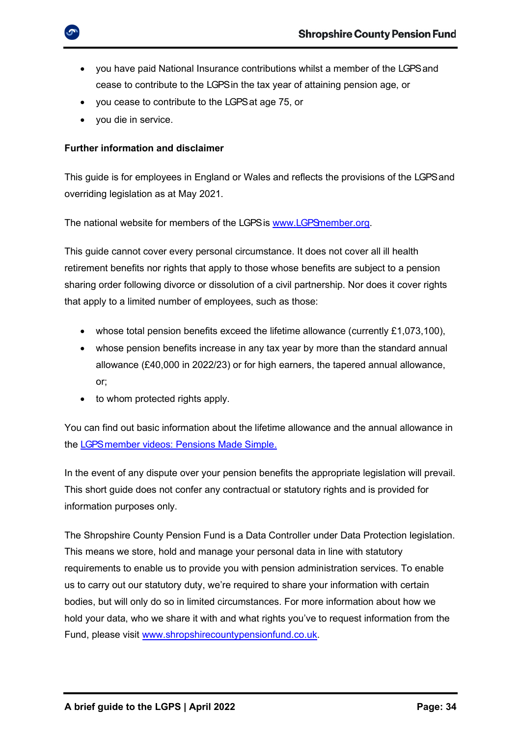- you have paid National Insurance contributions whilst a member of the LGPS and cease to contribute to the LGPS in the tax year of attaining pension age, or
- you cease to contribute to the LGPS at age 75, or
- you die in service.

**Further information and disclaimer**

This guide is for employees in England or Wales and reflects the provisions of the LGPS and overriding legislation as at May 2021.

The national website for members of the LGPS is [www.LGPSmember.org](http://www.LGPSmember.org).

This guide cannot cover every personal circumstance. It does not cover all ill health retirement benefits nor rights that apply to those whose benefits are subject to a pension sharing order following divorce or dissolution of a civil partnership. Nor does it cover rights that apply to a limited number of employees, such as those:

- whose total pension benefits exceed the lifetime allowance (currently £1,073,100),
- whose pension benefits increase in any tax year by more than the standard annual allowance (£40,000 in 2022/23) or for high earners, the tapered annual allowance, or;
- to whom protected rights apply.

You can find out basic information about the lifetime allowance and the annual allowance in the [LGPS member videos: Pensions Made Simple.]()

In the event of any dispute over your pension benefits the appropriate legislation will prevail. This short guide does not confer any contractual or statutory rights and is provided for information purposes only.

The Shropshire County Pension Fund is a Data Controller under Data Protection legislation. This means we store, hold and manage your personal data in line with statutory requirements to enable us to provide you with pension administration services. To enable us to carry out our statutory duty, we're required to share your information with certain bodies, but will only do so in limited circumstances. For more information about how we hold your data, who we share it with and what rights you've to request information from the Fund, please visit [www.shropshirecountypensionfund.co.uk](http://www.shropshirecountypensionfund.co.uk).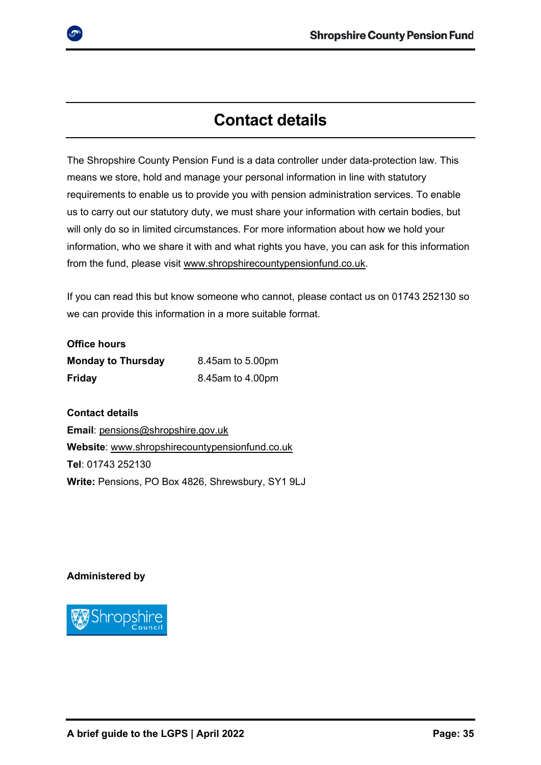# Contact details

The Shropshire County Pension Fund is a data controller under data-protection law. This means we store, hold and manage your personal information in line with statutory requirements to enable us to provide you with pension administration services. To enable us to carry out our statutory duty, we must share your information with certain bodies, but will only do so in limited circumstances. For more information about how we hold your information, who we share it with and what rights you have, you can ask for this information from the fund, please visit www.shropshirecountypensionfund.co.uk.

If you can read this but know someone who cannot, please contact us on 01743 252130 so we can provide this information in a more suitable format.

**Office hours**

| | |
|---|---|
| **Monday to Thursday** | 8.45am to 5.00pm |
| **Friday** | 8.45am to 4.00pm |

**Contact details**

**Email**: pensions@shropshire.gov.uk
**Website**: www.shropshirecountypensionfund.co.uk
**Tel**: 01743 252130
**Write:** Pensions, PO Box 4826, Shrewsbury, SY1 9LJ

**Administered by**

Shropshire Council